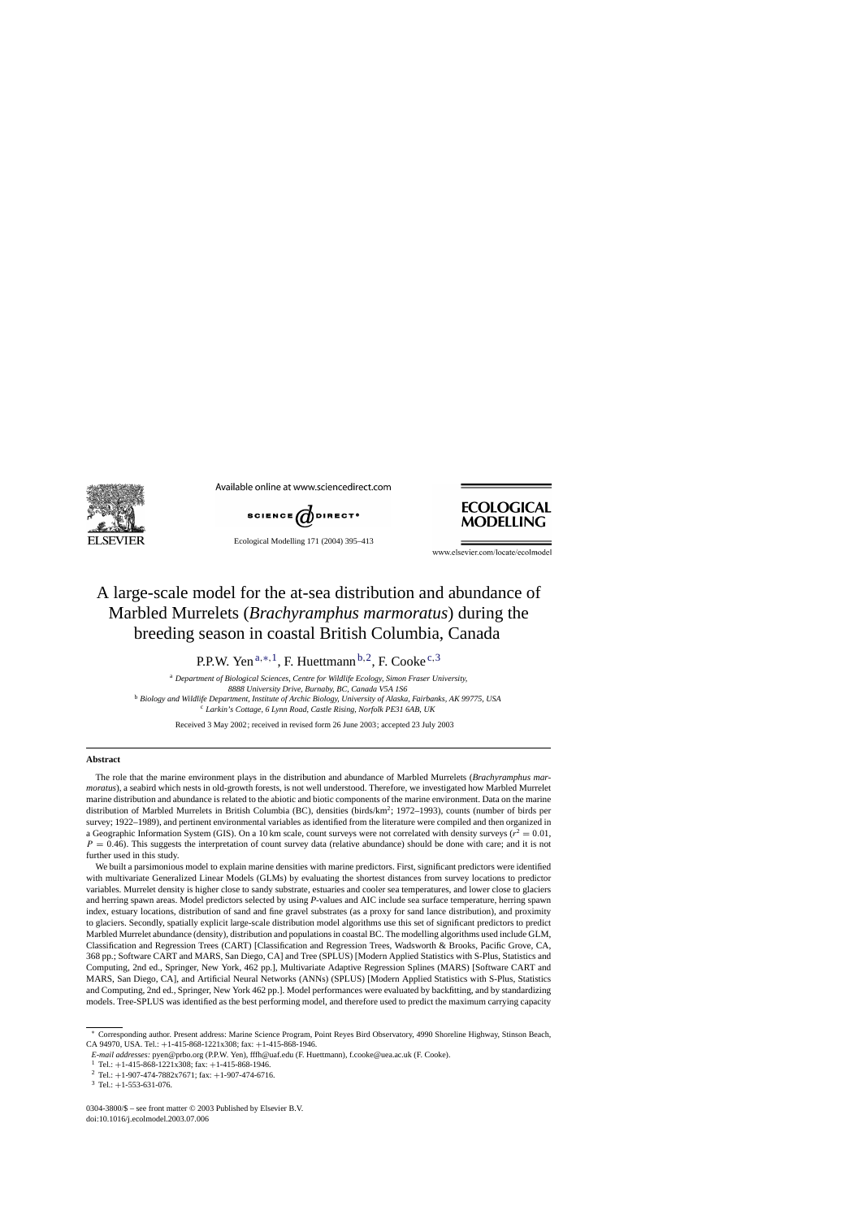Available online at www.sciencedirect.com

# A large-scale model for the at-sea distribution and abundance of Marbled Murrelets (*Brachyramphus marmoratus*) during the breeding season in coastal British Columbia, Canada

P.P.W. Yen[a,*,1], F. Huettmann[b,2], F. Cooke[c,3]

[a] *Department of Biological Sciences, Centre for Wildlife Ecology, Simon Fraser University, 8888 University Drive, Burnaby, BC, Canada V5A 1S6*

[b] *Biology and Wildlife Department, Institute of Archic Biology, University of Alaska, Fairbanks, AK 99775, USA*

[c] *Larkin's Cottage, 6 Lynn Road, Castle Rising, Norfolk PE31 6AB, UK*

Received 3 May 2002; received in revised form 26 June 2003; accepted 23 July 2003

## Abstract

The role that the marine environment plays in the distribution and abundance of Marbled Murrelets (*Brachyramphus marmoratus*), a seabird which nests in old-growth forests, is not well understood. Therefore, we investigated how Marbled Murrelet marine distribution and abundance is related to the abiotic and biotic components of the marine environment. Data on the marine distribution of Marbled Murrelets in British Columbia (BC), densities (birds/km$^2$; 1972–1993), counts (number of birds per survey; 1922–1989), and pertinent environmental variables as identified from the literature were compiled and then organized in a Geographic Information System (GIS). On a 10 km scale, count surveys were not correlated with density surveys ($r^2 = 0.01$, $P = 0.46$). This suggests the interpretation of count survey data (relative abundance) should be done with care; and it is not further used in this study.

We built a parsimonious model to explain marine densities with marine predictors. First, significant predictors were identified with multivariate Generalized Linear Models (GLMs) by evaluating the shortest distances from survey locations to predictor variables. Murrelet density is higher close to sandy substrate, estuaries and cooler sea temperatures, and lower close to glaciers and herring spawn areas. Model predictors selected by using *P*-values and AIC include sea surface temperature, herring spawn index, estuary locations, distribution of sand and fine gravel substrates (as a proxy for sand lance distribution), and proximity to glaciers. Secondly, spatially explicit large-scale distribution model algorithms use this set of significant predictors to predict Marbled Murrelet abundance (density), distribution and populations in coastal BC. The modelling algorithms used include GLM, Classification and Regression Trees (CART) [Classification and Regression Trees, Wadsworth & Brooks, Pacific Grove, CA, 368 pp.; Software CART and MARS, San Diego, CA] and Tree (SPLUS) [Modern Applied Statistics with S-Plus, Statistics and Computing, 2nd ed., Springer, New York, 462 pp.], Multivariate Adaptive Regression Splines (MARS) [Software CART and MARS, San Diego, CA], and Artificial Neural Networks (ANNs) (SPLUS) [Modern Applied Statistics with S-Plus, Statistics and Computing, 2nd ed., Springer, New York 462 pp.]. Model performances were evaluated by backfitting, and by standardizing models. Tree-SPLUS was identified as the best performing model, and therefore used to predict the maximum carrying capacity

* Corresponding author. Present address: Marine Science Program, Point Reyes Bird Observatory, 4990 Shoreline Highway, Stinson Beach, CA 94970, USA. Tel.: +1-415-868-1221x308; fax: +1-415-868-1946.

*E-mail addresses:* pyen@prbo.org (P.P.W. Yen), fffh@uaf.edu (F. Huettmann), f.cooke@uea.ac.uk (F. Cooke).

[1] Tel.: +1-415-868-1221x308; fax: +1-415-868-1946.

[2] Tel.: +1-907-474-7882x7671; fax: +1-907-474-6716.

[3] Tel.: +1-553-631-076.

0304-3800/$ – see front matter © 2003 Published by Elsevier B.V.
doi:10.1016/j.ecolmodel.2003.07.006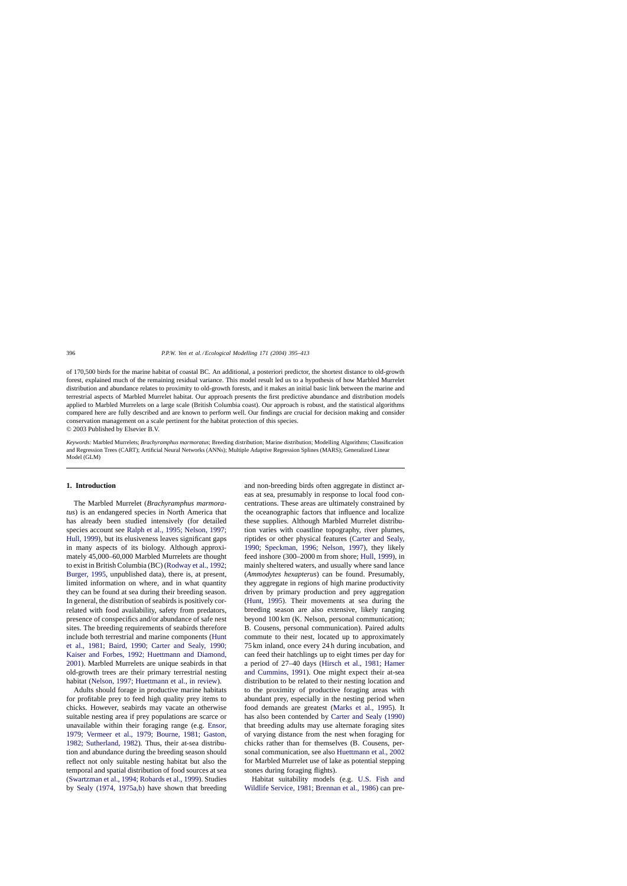of 170,500 birds for the marine habitat of coastal BC. An additional, a posteriori predictor, the shortest distance to old-growth forest, explained much of the remaining residual variance. This model result led us to a hypothesis of how Marbled Murrelet distribution and abundance relates to proximity to old-growth forests, and it makes an initial basic link between the marine and terrestrial aspects of Marbled Murrelet habitat. Our approach presents the first predictive abundance and distribution models applied to Marbled Murrelets on a large scale (British Columbia coast). Our approach is robust, and the statistical algorithms compared here are fully described and are known to perform well. Our findings are crucial for decision making and consider conservation management on a scale pertinent for the habitat protection of this species.
© 2003 Published by Elsevier B.V.

*Keywords:* Marbled Murrelets; *Brachyramphus marmoratus*; Breeding distribution; Marine distribution; Modelling Algorithms; Classification and Regression Trees (CART); Artificial Neural Networks (ANNs); Multiple Adaptive Regression Splines (MARS); Generalized Linear Model (GLM)

## 1. Introduction

The Marbled Murrelet (*Brachyramphus marmoratus*) is an endangered species in North America that has already been studied intensively (for detailed species account see Ralph et al., 1995; Nelson, 1997; Hull, 1999), but its elusiveness leaves significant gaps in many aspects of its biology. Although approximately 45,000–60,000 Marbled Murrelets are thought to exist in British Columbia (BC) (Rodway et al., 1992; Burger, 1995, unpublished data), there is, at present, limited information on where, and in what quantity they can be found at sea during their breeding season. In general, the distribution of seabirds is positively correlated with food availability, safety from predators, presence of conspecifics and/or abundance of safe nest sites. The breeding requirements of seabirds therefore include both terrestrial and marine components (Hunt et al., 1981; Baird, 1990; Carter and Sealy, 1990; Kaiser and Forbes, 1992; Huettmann and Diamond, 2001). Marbled Murrelets are unique seabirds in that old-growth trees are their primary terrestrial nesting habitat (Nelson, 1997; Huettmann et al., in review).

Adults should forage in productive marine habitats for profitable prey to feed high quality prey items to chicks. However, seabirds may vacate an otherwise suitable nesting area if prey populations are scarce or unavailable within their foraging range (e.g. Ensor, 1979; Vermeer et al., 1979; Bourne, 1981; Gaston, 1982; Sutherland, 1982). Thus, their at-sea distribution and abundance during the breeding season should reflect not only suitable nesting habitat but also the temporal and spatial distribution of food sources at sea (Swartzman et al., 1994; Robards et al., 1999). Studies by Sealy (1974, 1975a,b) have shown that breeding and non-breeding birds often aggregate in distinct areas at sea, presumably in response to local food concentrations. These areas are ultimately constrained by the oceanographic factors that influence and localize these supplies. Although Marbled Murrelet distribution varies with coastline topography, river plumes, riptides or other physical features (Carter and Sealy, 1990; Speckman, 1996; Nelson, 1997), they likely feed inshore (300–2000 m from shore; Hull, 1999), in mainly sheltered waters, and usually where sand lance (*Ammodytes hexapterus*) can be found. Presumably, they aggregate in regions of high marine productivity driven by primary production and prey aggregation (Hunt, 1995). Their movements at sea during the breeding season are also extensive, likely ranging beyond 100 km (K. Nelson, personal communication; B. Cousens, personal communication). Paired adults commute to their nest, located up to approximately 75 km inland, once every 24 h during incubation, and can feed their hatchlings up to eight times per day for a period of 27–40 days (Hirsch et al., 1981; Hamer and Cummins, 1991). One might expect their at-sea distribution to be related to their nesting location and to the proximity of productive foraging areas with abundant prey, especially in the nesting period when food demands are greatest (Marks et al., 1995). It has also been contended by Carter and Sealy (1990) that breeding adults may use alternate foraging sites of varying distance from the nest when foraging for chicks rather than for themselves (B. Cousens, personal communication, see also Huettmann et al., 2002 for Marbled Murrelet use of lake as potential stepping stones during foraging flights).

Habitat suitability models (e.g. U.S. Fish and Wildlife Service, 1981; Brennan et al., 1986) can pre-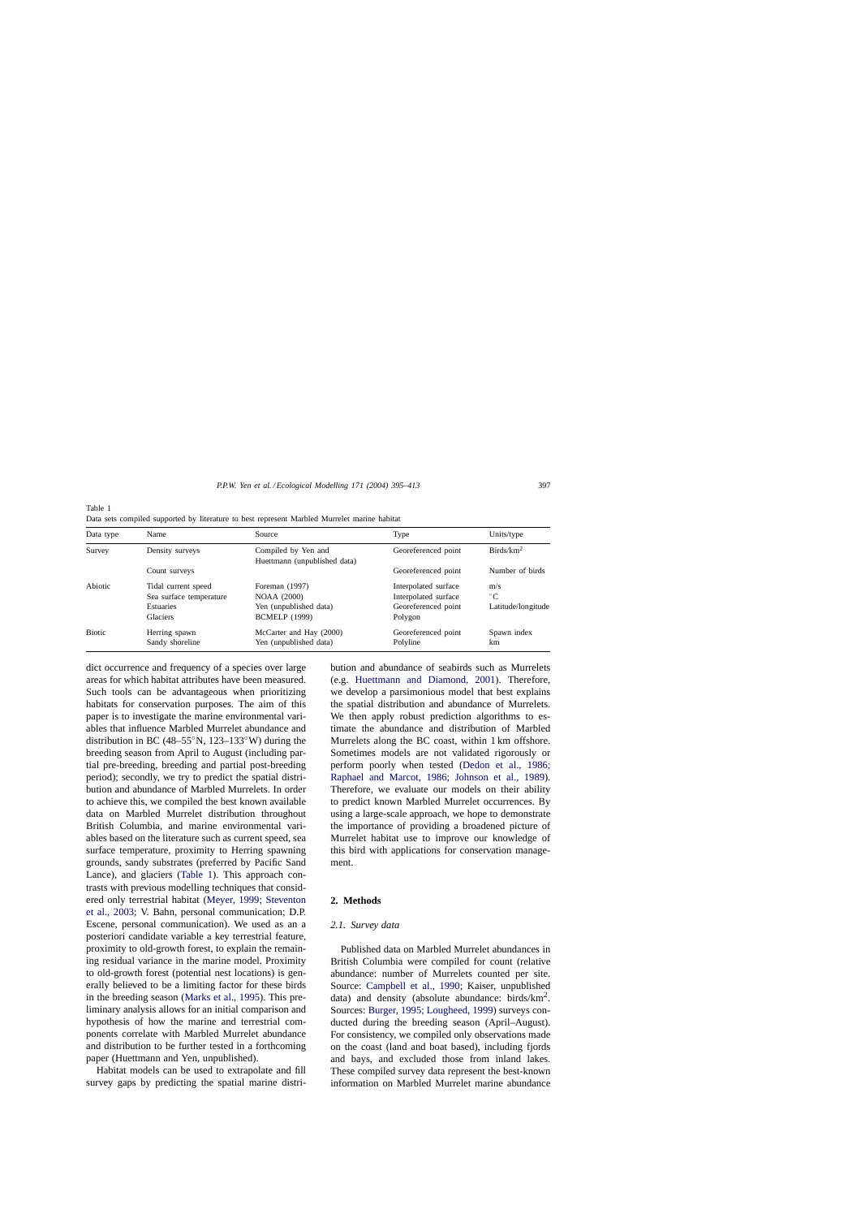Table 1
Data sets compiled supported by literature to best represent Marbled Murrelet marine habitat

| Data type | Name | Source | Type | Units/type |
|---|---|---|---|---|
| Survey | Density surveys | Compiled by Yen and Huettmann (unpublished data) | Georeferenced point | Birds/km$^2$ |
| | Count surveys | | Georeferenced point | Number of birds |
| Abiotic | Tidal current speed | Foreman (1997) | Interpolated surface | m/s |
| | Sea surface temperature | NOAA (2000) | Interpolated surface | °C |
| | Estuaries | Yen (unpublished data) | Georeferenced point | Latitude/longitude |
| | Glaciers | BCMELP (1999) | Polygon | |
| Biotic | Herring spawn | McCarter and Hay (2000) | Georeferenced point | Spawn index |
| | Sandy shoreline | Yen (unpublished data) | Polyline | km |

dict occurrence and frequency of a species over large areas for which habitat attributes have been measured. Such tools can be advantageous when prioritizing habitats for conservation purposes. The aim of this paper is to investigate the marine environmental variables that influence Marbled Murrelet abundance and distribution in BC (48–55°N, 123–133°W) during the breeding season from April to August (including partial pre-breeding, breeding and partial post-breeding period); secondly, we try to predict the spatial distribution and abundance of Marbled Murrelets. In order to achieve this, we compiled the best known available data on Marbled Murrelet distribution throughout British Columbia, and marine environmental variables based on the literature such as current speed, sea surface temperature, proximity to Herring spawning grounds, sandy substrates (preferred by Pacific Sand Lance), and glaciers (Table 1). This approach contrasts with previous modelling techniques that considered only terrestrial habitat (Meyer, 1999; Steventon et al., 2003; V. Bahn, personal communication; D.P. Escene, personal communication). We used as an a posteriori candidate variable a key terrestrial feature, proximity to old-growth forest, to explain the remaining residual variance in the marine model. Proximity to old-growth forest (potential nest locations) is generally believed to be a limiting factor for these birds in the breeding season (Marks et al., 1995). This preliminary analysis allows for an initial comparison and hypothesis of how the marine and terrestrial components correlate with Marbled Murrelet abundance and distribution to be further tested in a forthcoming paper (Huettmann and Yen, unpublished).

Habitat models can be used to extrapolate and fill survey gaps by predicting the spatial marine distribution and abundance of seabirds such as Murrelets (e.g. Huettmann and Diamond, 2001). Therefore, we develop a parsimonious model that best explains the spatial distribution and abundance of Murrelets. We then apply robust prediction algorithms to estimate the abundance and distribution of Marbled Murrelets along the BC coast, within 1 km offshore. Sometimes models are not validated rigorously or perform poorly when tested (Dedon et al., 1986; Raphael and Marcot, 1986; Johnson et al., 1989). Therefore, we evaluate our models on their ability to predict known Marbled Murrelet occurrences. By using a large-scale approach, we hope to demonstrate the importance of providing a broadened picture of Murrelet habitat use to improve our knowledge of this bird with applications for conservation management.

## 2. Methods

### 2.1. Survey data

Published data on Marbled Murrelet abundances in British Columbia were compiled for count (relative abundance: number of Murrelets counted per site. Source: Campbell et al., 1990; Kaiser, unpublished data) and density (absolute abundance: birds/km$^2$. Sources: Burger, 1995; Lougheed, 1999) surveys conducted during the breeding season (April–August). For consistency, we compiled only observations made on the coast (land and boat based), including fjords and bays, and excluded those from inland lakes. These compiled survey data represent the best-known information on Marbled Murrelet marine abundance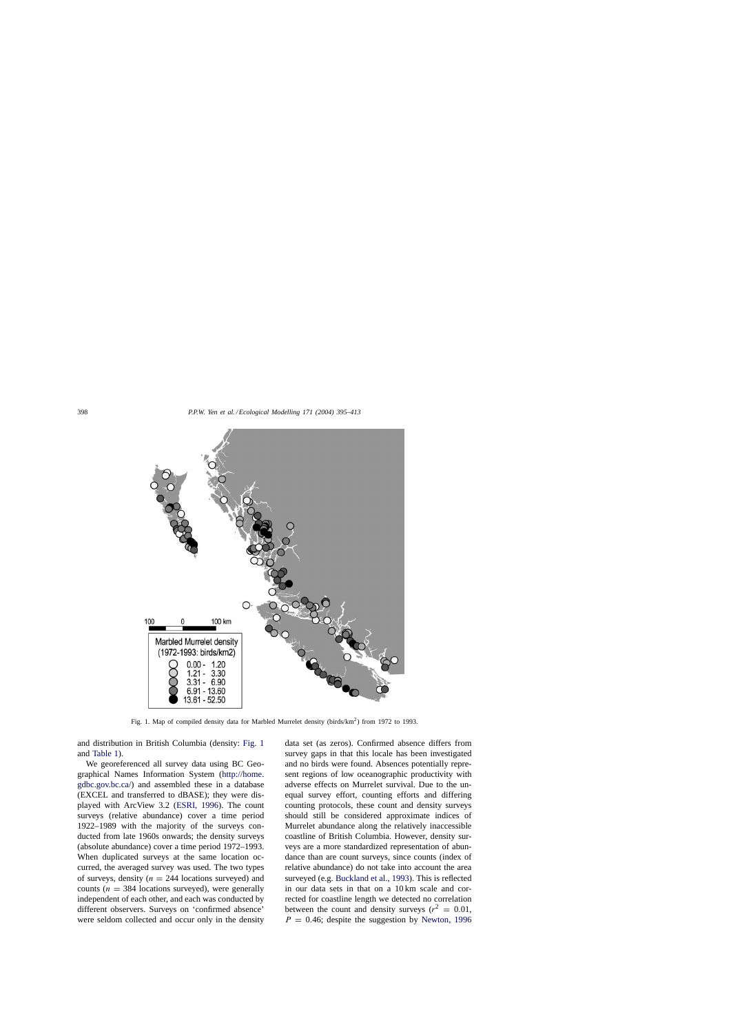Fig. 1. Map of compiled density data for Marbled Murrelet density (birds/km$^2$) from 1972 to 1993.

and distribution in British Columbia (density: Fig. 1 and Table 1).

We georeferenced all survey data using BC Geographical Names Information System (http://home.gdbc.gov.bc.ca/) and assembled these in a database (EXCEL and transferred to dBASE); they were displayed with ArcView 3.2 (ESRI, 1996). The count surveys (relative abundance) cover a time period 1922–1989 with the majority of the surveys conducted from late 1960s onwards; the density surveys (absolute abundance) cover a time period 1972–1993. When duplicated surveys at the same location occurred, the averaged survey was used. The two types of surveys, density ($n = 244$ locations surveyed) and counts ($n = 384$ locations surveyed), were generally independent of each other, and each was conducted by different observers. Surveys on 'confirmed absence' were seldom collected and occur only in the density data set (as zeros). Confirmed absence differs from survey gaps in that this locale has been investigated and no birds were found. Absences potentially represent regions of low oceanographic productivity with adverse effects on Murrelet survival. Due to the unequal survey effort, counting efforts and differing counting protocols, these count and density surveys should still be considered approximate indices of Murrelet abundance along the relatively inaccessible coastline of British Columbia. However, density surveys are a more standardized representation of abundance than are count surveys, since counts (index of relative abundance) do not take into account the area surveyed (e.g. Buckland et al., 1993). This is reflected in our data sets in that on a 10 km scale and corrected for coastline length we detected no correlation between the count and density surveys ($r^2 = 0.01$, $P = 0.46$; despite the suggestion by Newton, 1996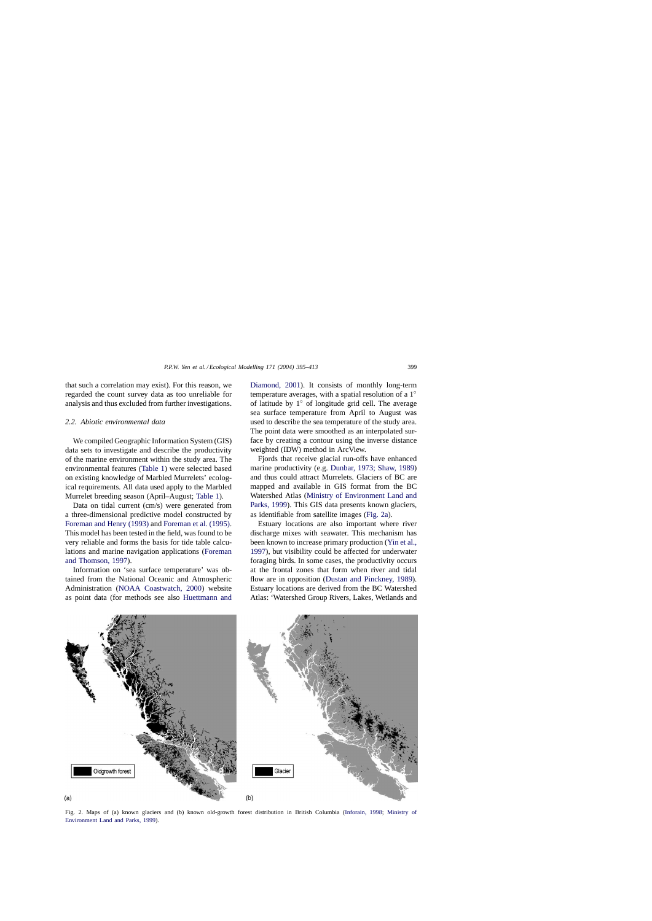that such a correlation may exist). For this reason, we regarded the count survey data as too unreliable for analysis and thus excluded from further investigations.

### 2.2. Abiotic environmental data

We compiled Geographic Information System (GIS) data sets to investigate and describe the productivity of the marine environment within the study area. The environmental features (Table 1) were selected based on existing knowledge of Marbled Murrelets' ecological requirements. All data used apply to the Marbled Murrelet breeding season (April–August; Table 1).

Data on tidal current (cm/s) were generated from a three-dimensional predictive model constructed by Foreman and Henry (1993) and Foreman et al. (1995). This model has been tested in the field, was found to be very reliable and forms the basis for tide table calculations and marine navigation applications (Foreman and Thomson, 1997).

Information on 'sea surface temperature' was obtained from the National Oceanic and Atmospheric Administration (NOAA Coastwatch, 2000) website as point data (for methods see also Huettmann and Diamond, 2001). It consists of monthly long-term temperature averages, with a spatial resolution of a 1° of latitude by 1° of longitude grid cell. The average sea surface temperature from April to August was used to describe the sea temperature of the study area. The point data were smoothed as an interpolated surface by creating a contour using the inverse distance weighted (IDW) method in ArcView.

Fjords that receive glacial run-offs have enhanced marine productivity (e.g. Dunbar, 1973; Shaw, 1989) and thus could attract Murrelets. Glaciers of BC are mapped and available in GIS format from the BC Watershed Atlas (Ministry of Environment Land and Parks, 1999). This GIS data presents known glaciers, as identifiable from satellite images (Fig. 2a).

Estuary locations are also important where river discharge mixes with seawater. This mechanism has been known to increase primary production (Yin et al., 1997), but visibility could be affected for underwater foraging birds. In some cases, the productivity occurs at the frontal zones that form when river and tidal flow are in opposition (Dustan and Pinckney, 1989). Estuary locations are derived from the BC Watershed Atlas: 'Watershed Group Rivers, Lakes, Wetlands and

Fig. 2. Maps of (a) known glaciers and (b) known old-growth forest distribution in British Columbia (Inforain, 1998; Ministry of Environment Land and Parks, 1999).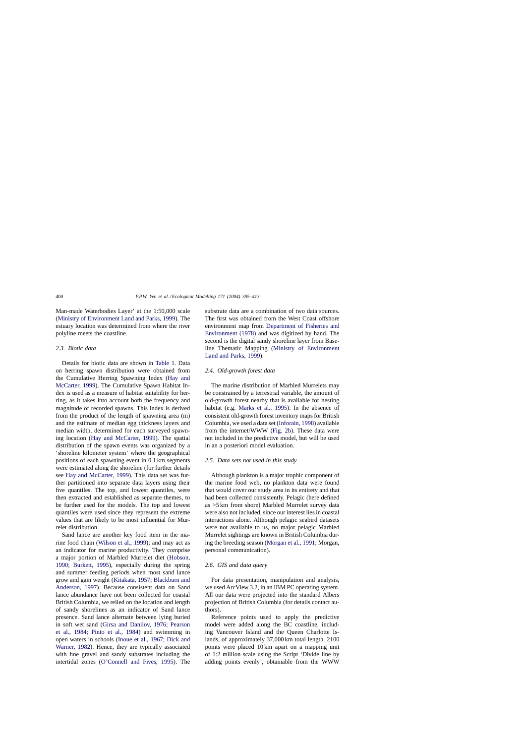Man-made Waterbodies Layer' at the 1:50,000 scale (Ministry of Environment Land and Parks, 1999). The estuary location was determined from where the river polyline meets the coastline.

### 2.3. Biotic data

Details for biotic data are shown in Table 1. Data on herring spawn distribution were obtained from the Cumulative Herring Spawning Index (Hay and McCarter, 1999). The Cumulative Spawn Habitat Index is used as a measure of habitat suitability for herring, as it takes into account both the frequency and magnitude of recorded spawns. This index is derived from the product of the length of spawning area (m) and the estimate of median egg thickness layers and median width, determined for each surveyed spawning location (Hay and McCarter, 1999). The spatial distribution of the spawn events was organized by a 'shoreline kilometer system' where the geographical positions of each spawning event in 0.1 km segments were estimated along the shoreline (for further details see Hay and McCarter, 1999). This data set was further partitioned into separate data layers using their five quantiles. The top, and lowest quantiles, were then extracted and established as separate themes, to be further used for the models. The top and lowest quantiles were used since they represent the extreme values that are likely to be most influential for Murrelet distribution.

Sand lance are another key food item in the marine food chain (Wilson et al., 1999); and may act as an indicator for marine productivity. They comprise a major portion of Marbled Murrelet diet (Hobson, 1990; Burkett, 1995), especially during the spring and summer feeding periods when most sand lance grow and gain weight (Kitakata, 1957; Blackburn and Anderson, 1997). Because consistent data on Sand lance abundance have not been collected for coastal British Columbia, we relied on the location and length of sandy shorelines as an indicator of Sand lance presence. Sand lance alternate between lying buried in soft wet sand (Girsa and Danilov, 1976; Pearson et al., 1984; Pinto et al., 1984) and swimming in open waters in schools (Inoue et al., 1967; Dick and Warner, 1982). Hence, they are typically associated with fine gravel and sandy substrates including the intertidal zones (O'Connell and Fives, 1995). The substrate data are a combination of two data sources. The first was obtained from the West Coast offshore environment map from Department of Fisheries and Environment (1978) and was digitized by hand. The second is the digital sandy shoreline layer from Baseline Thematic Mapping (Ministry of Environment Land and Parks, 1999).

### 2.4. Old-growth forest data

The marine distribution of Marbled Murrelets may be constrained by a terrestrial variable, the amount of old-growth forest nearby that is available for nesting habitat (e.g. Marks et al., 1995). In the absence of consistent old-growth forest inventory maps for British Columbia, we used a data set (Inforain, 1998) available from the internet/WWW (Fig. 2b). These data were not included in the predictive model, but will be used in an a posteriori model evaluation.

### 2.5. Data sets not used in this study

Although plankton is a major trophic component of the marine food web, no plankton data were found that would cover our study area in its entirety and that had been collected consistently. Pelagic (here defined as >5 km from shore) Marbled Murrelet survey data were also not included, since our interest lies in coastal interactions alone. Although pelagic seabird datasets were not available to us, no major pelagic Marbled Murrelet sightings are known in British Columbia during the breeding season (Morgan et al., 1991; Morgan, personal communication).

### 2.6. GIS and data query

For data presentation, manipulation and analysis, we used ArcView 3.2, in an IBM PC operating system. All our data were projected into the standard Albers projection of British Columbia (for details contact authors).

Reference points used to apply the predictive model were added along the BC coastline, including Vancouver Island and the Queen Charlotte Islands, of approximately 37,000 km total length. 2100 points were placed 10 km apart on a mapping unit of 1:2 million scale using the Script 'Divide line by adding points evenly', obtainable from the WWW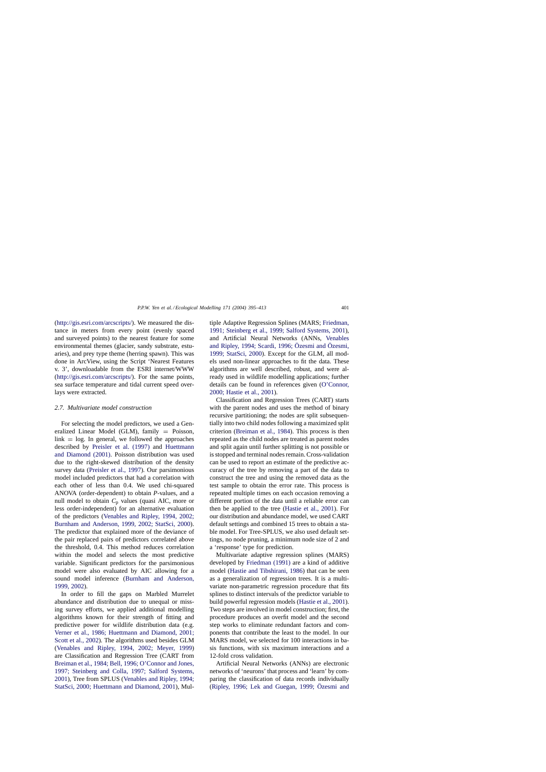(http://gis.esri.com/arcscripts/). We measured the distance in meters from every point (evenly spaced and surveyed points) to the nearest feature for some environmental themes (glacier, sandy substrate, estuaries), and prey type theme (herring spawn). This was done in ArcView, using the Script 'Nearest Features v. 3', downloadable from the ESRI internet/WWW (http://gis.esri.com/arcscripts/). For the same points, sea surface temperature and tidal current speed overlays were extracted.

### 2.7. Multivariate model construction

For selecting the model predictors, we used a Generalized Linear Model (GLM), family = Poisson, link = log. In general, we followed the approaches described by Preisler et al. (1997) and Huettmann and Diamond (2001). Poisson distribution was used due to the right-skewed distribution of the density survey data (Preisler et al., 1997). Our parsimonious model included predictors that had a correlation with each other of less than 0.4. We used chi-squared ANOVA (order-dependent) to obtain *P*-values, and a null model to obtain $C_p$ values (quasi AIC, more or less order-independent) for an alternative evaluation of the predictors (Venables and Ripley, 1994, 2002; Burnham and Anderson, 1999, 2002; StatSci, 2000). The predictor that explained more of the deviance of the pair replaced pairs of predictors correlated above the threshold, 0.4. This method reduces correlation within the model and selects the most predictive variable. Significant predictors for the parsimonious model were also evaluated by AIC allowing for a sound model inference (Burnham and Anderson, 1999, 2002).

In order to fill the gaps on Marbled Murrelet abundance and distribution due to unequal or missing survey efforts, we applied additional modelling algorithms known for their strength of fitting and predictive power for wildlife distribution data (e.g. Verner et al., 1986; Huettmann and Diamond, 2001; Scott et al., 2002). The algorithms used besides GLM (Venables and Ripley, 1994, 2002; Meyer, 1999) are Classification and Regression Tree (CART from Breiman et al., 1984; Bell, 1996; O'Connor and Jones, 1997; Steinberg and Colla, 1997; Salford Systems, 2001), Tree from SPLUS (Venables and Ripley, 1994; StatSci, 2000; Huettmann and Diamond, 2001), Multiple Adaptive Regression Splines (MARS; Friedman, 1991; Steinberg et al., 1999; Salford Systems, 2001), and Artificial Neural Networks (ANNs, Venables and Ripley, 1994; Scardi, 1996; Özesmi and Özesmi, 1999; StatSci, 2000). Except for the GLM, all models used non-linear approaches to fit the data. These algorithms are well described, robust, and were already used in wildlife modelling applications; further details can be found in references given (O'Connor, 2000; Hastie et al., 2001).

Classification and Regression Trees (CART) starts with the parent nodes and uses the method of binary recursive partitioning; the nodes are split subsequentially into two child nodes following a maximized split criterion (Breiman et al., 1984). This process is then repeated as the child nodes are treated as parent nodes and split again until further splitting is not possible or is stopped and terminal nodes remain. Cross-validation can be used to report an estimate of the predictive accuracy of the tree by removing a part of the data to construct the tree and using the removed data as the test sample to obtain the error rate. This process is repeated multiple times on each occasion removing a different portion of the data until a reliable error can then be applied to the tree (Hastie et al., 2001). For our distribution and abundance model, we used CART default settings and combined 15 trees to obtain a stable model. For Tree-SPLUS, we also used default settings, no node pruning, a minimum node size of 2 and a 'response' type for prediction.

Multivariate adaptive regression splines (MARS) developed by Friedman (1991) are a kind of additive model (Hastie and Tibshirani, 1986) that can be seen as a generalization of regression trees. It is a multivariate non-parametric regression procedure that fits splines to distinct intervals of the predictor variable to build powerful regression models (Hastie et al., 2001). Two steps are involved in model construction; first, the procedure produces an overfit model and the second step works to eliminate redundant factors and components that contribute the least to the model. In our MARS model, we selected for 100 interactions in basis functions, with six maximum interactions and a 12-fold cross validation.

Artificial Neural Networks (ANNs) are electronic networks of 'neurons' that process and 'learn' by comparing the classification of data records individually (Ripley, 1996; Lek and Guegan, 1999; Özesmi and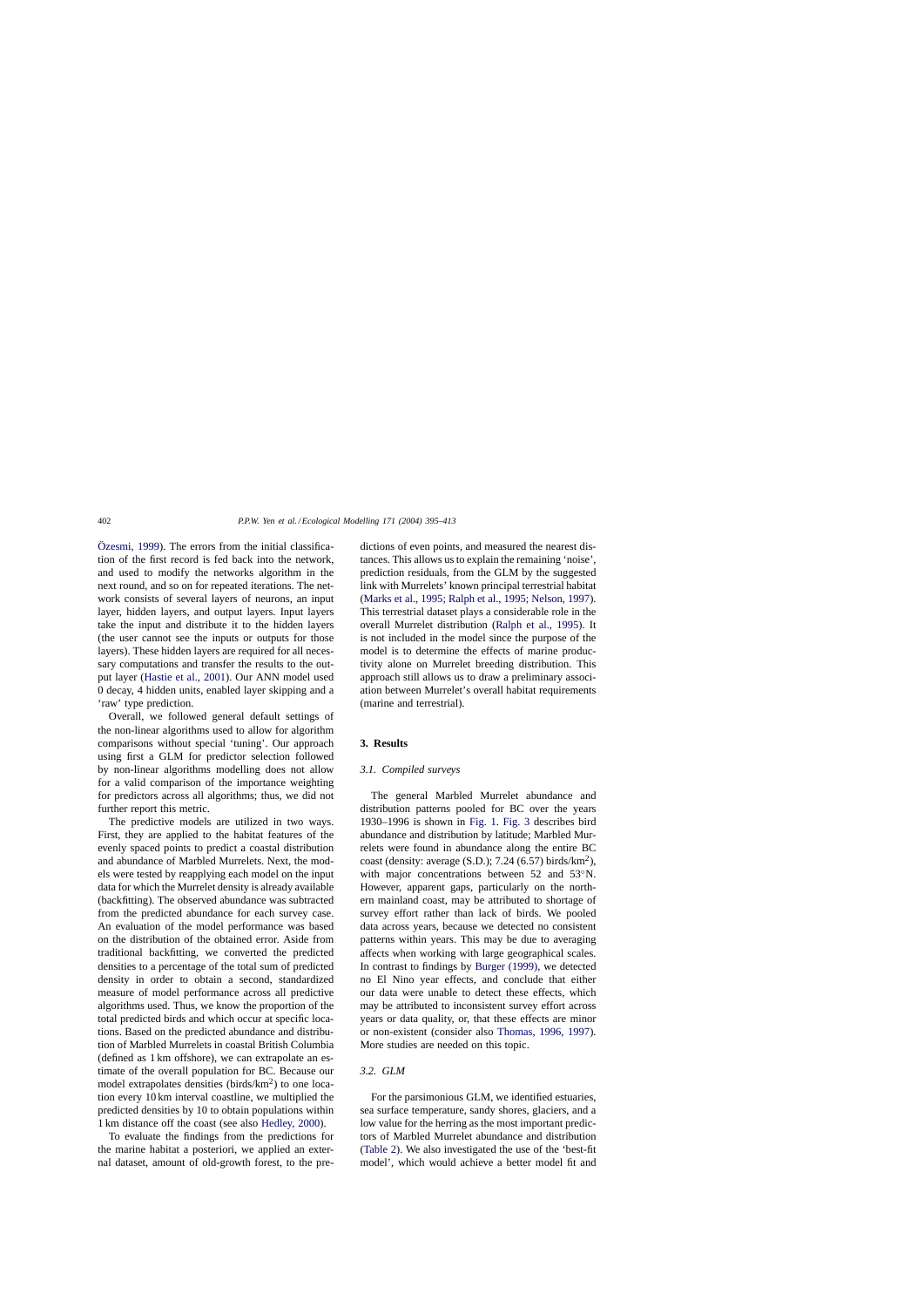Özesmi, 1999). The errors from the initial classification of the first record is fed back into the network, and used to modify the networks algorithm in the next round, and so on for repeated iterations. The network consists of several layers of neurons, an input layer, hidden layers, and output layers. Input layers take the input and distribute it to the hidden layers (the user cannot see the inputs or outputs for those layers). These hidden layers are required for all necessary computations and transfer the results to the output layer (Hastie et al., 2001). Our ANN model used 0 decay, 4 hidden units, enabled layer skipping and a 'raw' type prediction.

Overall, we followed general default settings of the non-linear algorithms used to allow for algorithm comparisons without special 'tuning'. Our approach using first a GLM for predictor selection followed by non-linear algorithms modelling does not allow for a valid comparison of the importance weighting for predictors across all algorithms; thus, we did not further report this metric.

The predictive models are utilized in two ways. First, they are applied to the habitat features of the evenly spaced points to predict a coastal distribution and abundance of Marbled Murrelets. Next, the models were tested by reapplying each model on the input data for which the Murrelet density is already available (backfitting). The observed abundance was subtracted from the predicted abundance for each survey case. An evaluation of the model performance was based on the distribution of the obtained error. Aside from traditional backfitting, we converted the predicted densities to a percentage of the total sum of predicted density in order to obtain a second, standardized measure of model performance across all predictive algorithms used. Thus, we know the proportion of the total predicted birds and which occur at specific locations. Based on the predicted abundance and distribution of Marbled Murrelets in coastal British Columbia (defined as 1 km offshore), we can extrapolate an estimate of the overall population for BC. Because our model extrapolates densities (birds/km$^2$) to one location every 10 km interval coastline, we multiplied the predicted densities by 10 to obtain populations within 1 km distance off the coast (see also Hedley, 2000).

To evaluate the findings from the predictions for the marine habitat a posteriori, we applied an external dataset, amount of old-growth forest, to the predictions of even points, and measured the nearest distances. This allows us to explain the remaining 'noise', prediction residuals, from the GLM by the suggested link with Murrelets' known principal terrestrial habitat (Marks et al., 1995; Ralph et al., 1995; Nelson, 1997). This terrestrial dataset plays a considerable role in the overall Murrelet distribution (Ralph et al., 1995). It is not included in the model since the purpose of the model is to determine the effects of marine productivity alone on Murrelet breeding distribution. This approach still allows us to draw a preliminary association between Murrelet's overall habitat requirements (marine and terrestrial).

## 3. Results

### 3.1. Compiled surveys

The general Marbled Murrelet abundance and distribution patterns pooled for BC over the years 1930–1996 is shown in Fig. 1. Fig. 3 describes bird abundance and distribution by latitude; Marbled Murrelets were found in abundance along the entire BC coast (density: average (S.D.); 7.24 (6.57) birds/km$^2$), with major concentrations between 52 and 53°N. However, apparent gaps, particularly on the northern mainland coast, may be attributed to shortage of survey effort rather than lack of birds. We pooled data across years, because we detected no consistent patterns within years. This may be due to averaging affects when working with large geographical scales. In contrast to findings by Burger (1999), we detected no El Nino year effects, and conclude that either our data were unable to detect these effects, which may be attributed to inconsistent survey effort across years or data quality, or, that these effects are minor or non-existent (consider also Thomas, 1996, 1997). More studies are needed on this topic.

### 3.2. GLM

For the parsimonious GLM, we identified estuaries, sea surface temperature, sandy shores, glaciers, and a low value for the herring as the most important predictors of Marbled Murrelet abundance and distribution (Table 2). We also investigated the use of the 'best-fit model', which would achieve a better model fit and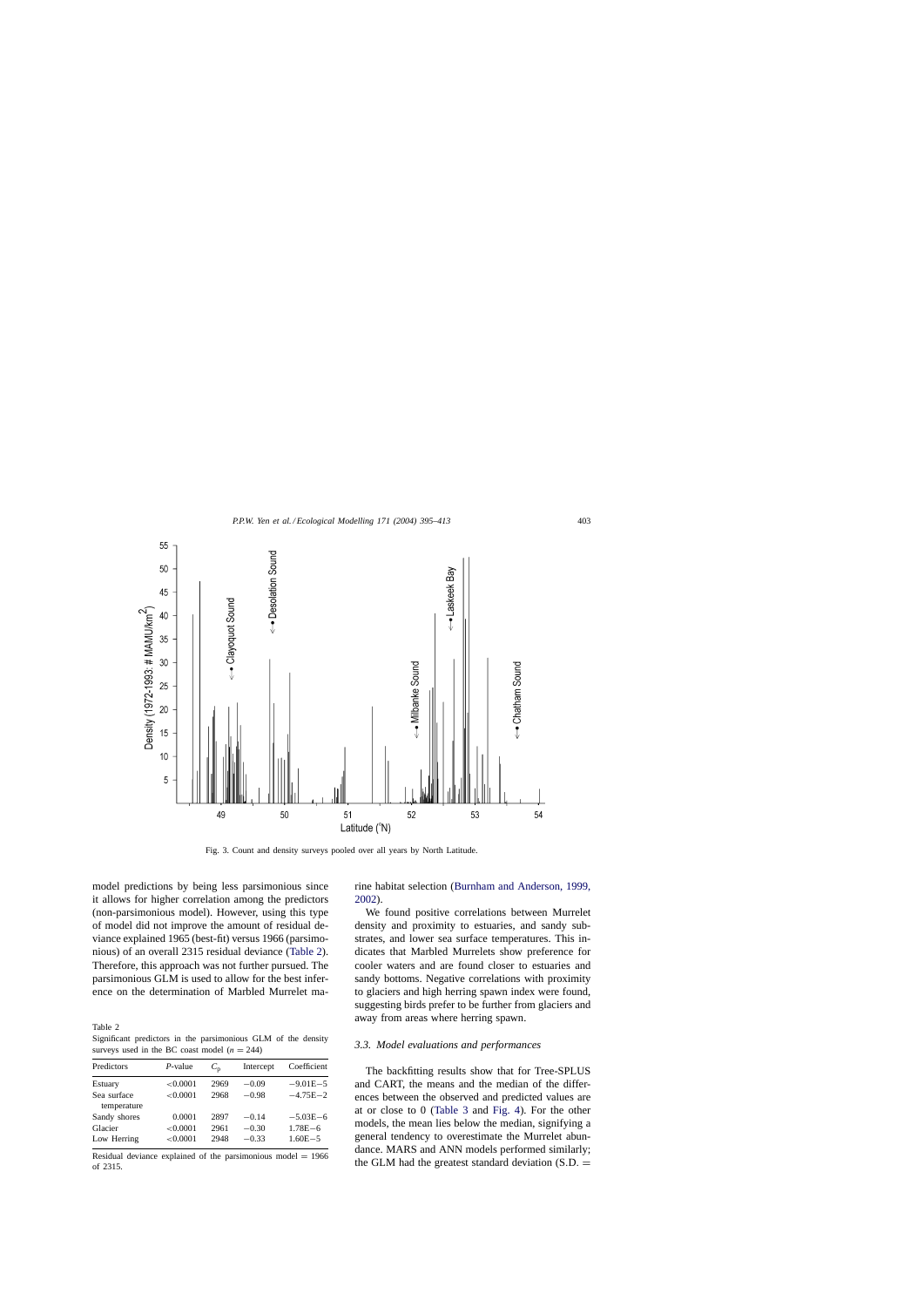Fig. 3. Count and density surveys pooled over all years by North Latitude.

model predictions by being less parsimonious since it allows for higher correlation among the predictors (non-parsimonious model). However, using this type of model did not improve the amount of residual deviance explained 1965 (best-fit) versus 1966 (parsimonious) of an overall 2315 residual deviance (Table 2). Therefore, this approach was not further pursued. The parsimonious GLM is used to allow for the best inference on the determination of Marbled Murrelet marine habitat selection (Burnham and Anderson, 1999, 2002).

Table 2
Significant predictors in the parsimonious GLM of the density surveys used in the BC coast model ($n = 244$)

| Predictors | *P*-value | $C_p$ | Intercept | Coefficient |
|---|---|---|---|---|
| Estuary | <0.0001 | 2969 | −0.09 | −9.01E−5 |
| Sea surface temperature | <0.0001 | 2968 | −0.98 | −4.75E−2 |
| Sandy shores | 0.0001 | 2897 | −0.14 | −5.03E−6 |
| Glacier | <0.0001 | 2961 | −0.30 | 1.78E−6 |
| Low Herring | <0.0001 | 2948 | −0.33 | 1.60E−5 |

Residual deviance explained of the parsimonious model = 1966 of 2315.

We found positive correlations between Murrelet density and proximity to estuaries, and sandy substrates, and lower sea surface temperatures. This indicates that Marbled Murrelets show preference for cooler waters and are found closer to estuaries and sandy bottoms. Negative correlations with proximity to glaciers and high herring spawn index were found, suggesting birds prefer to be further from glaciers and away from areas where herring spawn.

### 3.3. Model evaluations and performances

The backfitting results show that for Tree-SPLUS and CART, the means and the median of the differences between the observed and predicted values are at or close to 0 (Table 3 and Fig. 4). For the other models, the mean lies below the median, signifying a general tendency to overestimate the Murrelet abundance. MARS and ANN models performed similarly; the GLM had the greatest standard deviation (S.D. =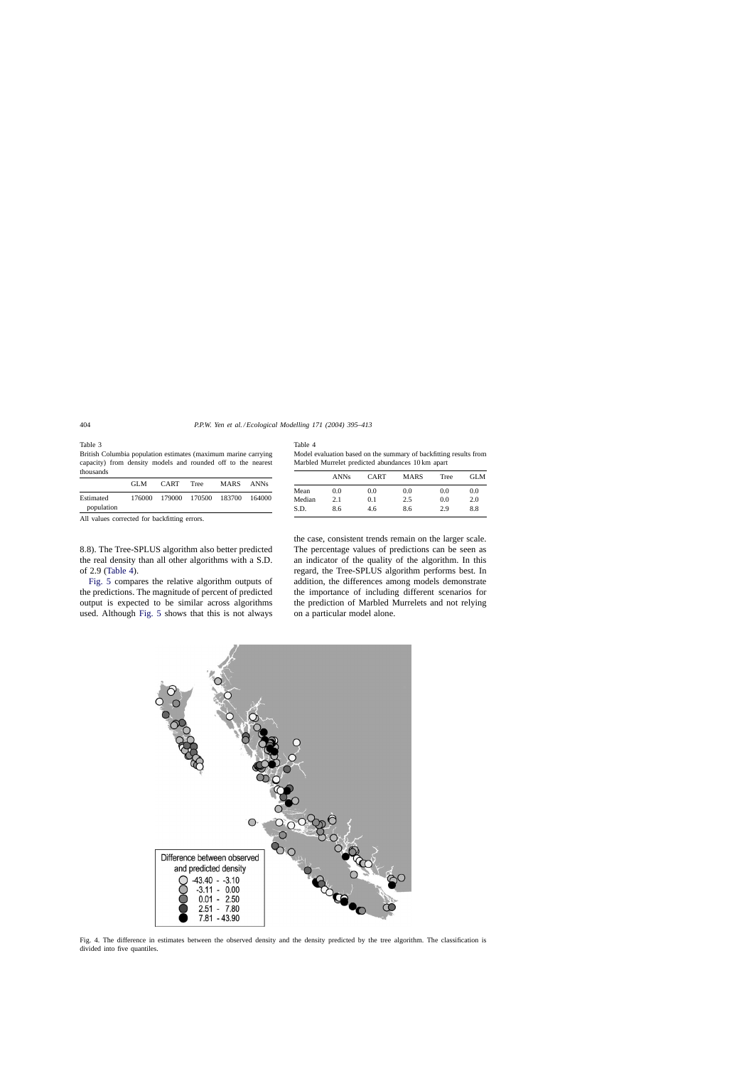Table 3
British Columbia population estimates (maximum marine carrying capacity) from density models and rounded off to the nearest thousands

| | GLM | CART | Tree | MARS | ANNs |
|---|---|---|---|---|---|
| Estimated population | 176000 | 179000 | 170500 | 183700 | 164000 |

All values corrected for backfitting errors.

Table 4
Model evaluation based on the summary of backfitting results from Marbled Murrelet predicted abundances 10 km apart

| | ANNs | CART | MARS | Tree | GLM |
|---|---|---|---|---|---|
| Mean | 0.0 | 0.0 | 0.0 | 0.0 | 0.0 |
| Median | 2.1 | 0.1 | 2.5 | 0.0 | 2.0 |
| S.D. | 8.6 | 4.6 | 8.6 | 2.9 | 8.8 |

8.8). The Tree-SPLUS algorithm also better predicted the real density than all other algorithms with a S.D. of 2.9 (Table 4).

Fig. 5 compares the relative algorithm outputs of the predictions. The magnitude of percent of predicted output is expected to be similar across algorithms used. Although Fig. 5 shows that this is not always the case, consistent trends remain on the larger scale. The percentage values of predictions can be seen as an indicator of the quality of the algorithm. In this regard, the Tree-SPLUS algorithm performs best. In addition, the differences among models demonstrate the importance of including different scenarios for the prediction of Marbled Murrelets and not relying on a particular model alone.

Fig. 4. The difference in estimates between the observed density and the density predicted by the tree algorithm. The classification is divided into five quantiles.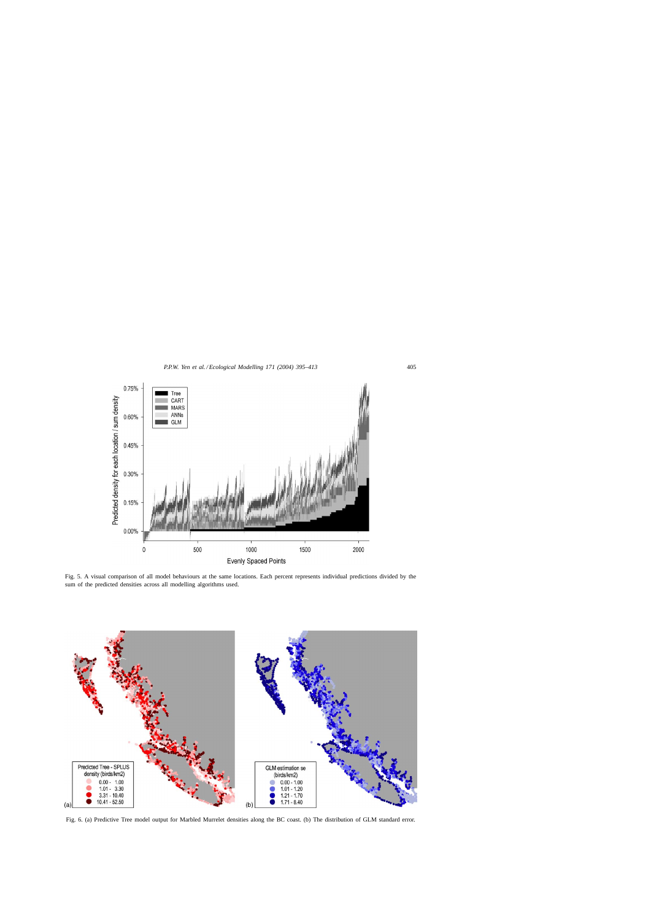Fig. 5. A visual comparison of all model behaviours at the same locations. Each percent represents individual predictions divided by the sum of the predicted densities across all modelling algorithms used.

Fig. 6. (a) Predictive Tree model output for Marbled Murrelet densities along the BC coast. (b) The distribution of GLM standard error.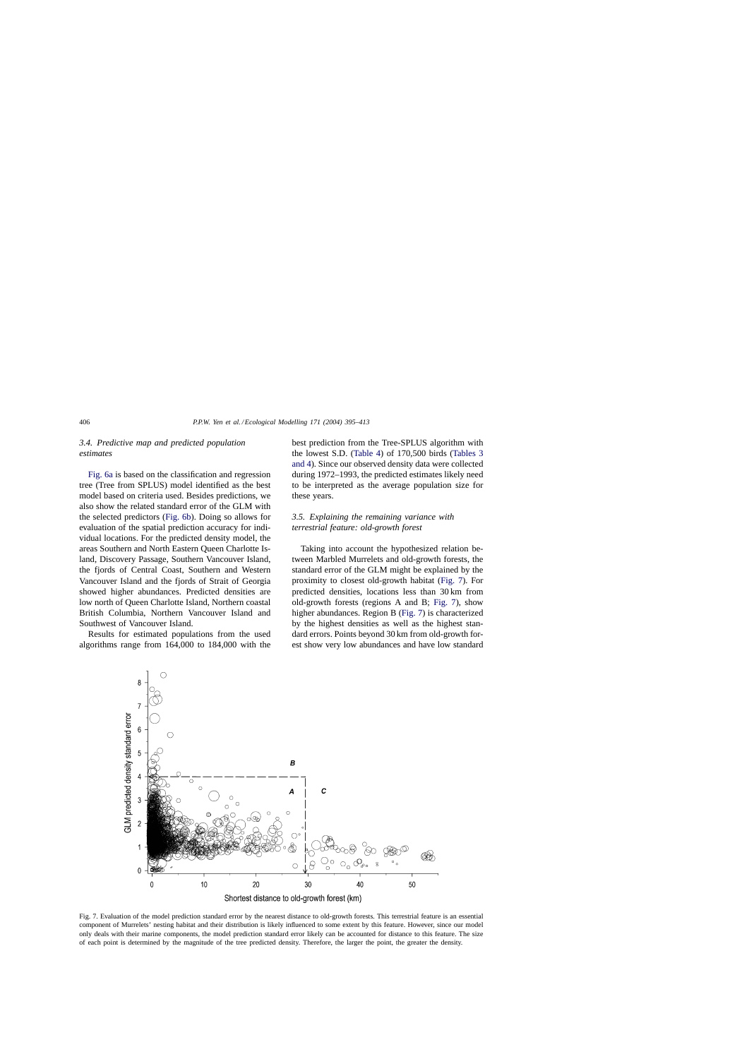### 3.4. Predictive map and predicted population estimates

Fig. 6a is based on the classification and regression tree (Tree from SPLUS) model identified as the best model based on criteria used. Besides predictions, we also show the related standard error of the GLM with the selected predictors (Fig. 6b). Doing so allows for evaluation of the spatial prediction accuracy for individual locations. For the predicted density model, the areas Southern and North Eastern Queen Charlotte Island, Discovery Passage, Southern Vancouver Island, the fjords of Central Coast, Southern and Western Vancouver Island and the fjords of Strait of Georgia showed higher abundances. Predicted densities are low north of Queen Charlotte Island, Northern coastal British Columbia, Northern Vancouver Island and Southwest of Vancouver Island.

Results for estimated populations from the used algorithms range from 164,000 to 184,000 with the best prediction from the Tree-SPLUS algorithm with the lowest S.D. (Table 4) of 170,500 birds (Tables 3 and 4). Since our observed density data were collected during 1972–1993, the predicted estimates likely need to be interpreted as the average population size for these years.

### 3.5. Explaining the remaining variance with terrestrial feature: old-growth forest

Taking into account the hypothesized relation between Marbled Murrelets and old-growth forests, the standard error of the GLM might be explained by the proximity to closest old-growth habitat (Fig. 7). For predicted densities, locations less than 30 km from old-growth forests (regions A and B; Fig. 7), show higher abundances. Region B (Fig. 7) is characterized by the highest densities as well as the highest standard errors. Points beyond 30 km from old-growth forest show very low abundances and have low standard

Fig. 7. Evaluation of the model prediction standard error by the nearest distance to old-growth forests. This terrestrial feature is an essential component of Murrelets' nesting habitat and their distribution is likely influenced to some extent by this feature. However, since our model only deals with their marine components, the model prediction standard error likely can be accounted for distance to this feature. The size of each point is determined by the magnitude of the tree predicted density. Therefore, the larger the point, the greater the density.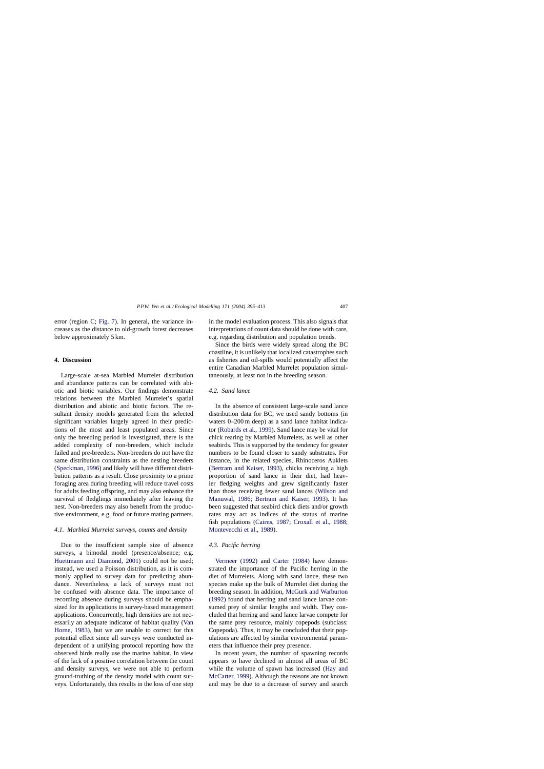error (region C; Fig. 7). In general, the variance increases as the distance to old-growth forest decreases below approximately 5 km.

## 4. Discussion

Large-scale at-sea Marbled Murrelet distribution and abundance patterns can be correlated with abiotic and biotic variables. Our findings demonstrate relations between the Marbled Murrelet's spatial distribution and abiotic and biotic factors. The resultant density models generated from the selected significant variables largely agreed in their predictions of the most and least populated areas. Since only the breeding period is investigated, there is the added complexity of non-breeders, which include failed and pre-breeders. Non-breeders do not have the same distribution constraints as the nesting breeders (Speckman, 1996) and likely will have different distribution patterns as a result. Close proximity to a prime foraging area during breeding will reduce travel costs for adults feeding offspring, and may also enhance the survival of fledglings immediately after leaving the nest. Non-breeders may also benefit from the productive environment, e.g. food or future mating partners.

### 4.1. Marbled Murrelet surveys, counts and density

Due to the insufficient sample size of absence surveys, a bimodal model (presence/absence; e.g. Huettmann and Diamond, 2001) could not be used; instead, we used a Poisson distribution, as it is commonly applied to survey data for predicting abundance. Nevertheless, a lack of surveys must not be confused with absence data. The importance of recording absence during surveys should be emphasized for its applications in survey-based management applications. Concurrently, high densities are not necessarily an adequate indicator of habitat quality (Van Horne, 1983), but we are unable to correct for this potential effect since all surveys were conducted independent of a unifying protocol reporting how the observed birds really use the marine habitat. In view of the lack of a positive correlation between the count and density surveys, we were not able to perform ground-truthing of the density model with count surveys. Unfortunately, this results in the loss of one step in the model evaluation process. This also signals that interpretations of count data should be done with care, e.g. regarding distribution and population trends.

Since the birds were widely spread along the BC coastline, it is unlikely that localized catastrophes such as fisheries and oil-spills would potentially affect the entire Canadian Marbled Murrelet population simultaneously, at least not in the breeding season.

### 4.2. Sand lance

In the absence of consistent large-scale sand lance distribution data for BC, we used sandy bottoms (in waters 0–200 m deep) as a sand lance habitat indicator (Robards et al., 1999). Sand lance may be vital for chick rearing by Marbled Murrelets, as well as other seabirds. This is supported by the tendency for greater numbers to be found closer to sandy substrates. For instance, in the related species, Rhinoceros Auklets (Bertram and Kaiser, 1993), chicks receiving a high proportion of sand lance in their diet, had heavier fledging weights and grew significantly faster than those receiving fewer sand lances (Wilson and Manuwal, 1986; Bertram and Kaiser, 1993). It has been suggested that seabird chick diets and/or growth rates may act as indices of the status of marine fish populations (Cairns, 1987; Croxall et al., 1988; Montevecchi et al., 1989).

### 4.3. Pacific herring

Vermeer (1992) and Carter (1984) have demonstrated the importance of the Pacific herring in the diet of Murrelets. Along with sand lance, these two species make up the bulk of Murrelet diet during the breeding season. In addition, McGurk and Warburton (1992) found that herring and sand lance larvae consumed prey of similar lengths and width. They concluded that herring and sand lance larvae compete for the same prey resource, mainly copepods (subclass: Copepoda). Thus, it may be concluded that their populations are affected by similar environmental parameters that influence their prey presence.

In recent years, the number of spawning records appears to have declined in almost all areas of BC while the volume of spawn has increased (Hay and McCarter, 1999). Although the reasons are not known and may be due to a decrease of survey and search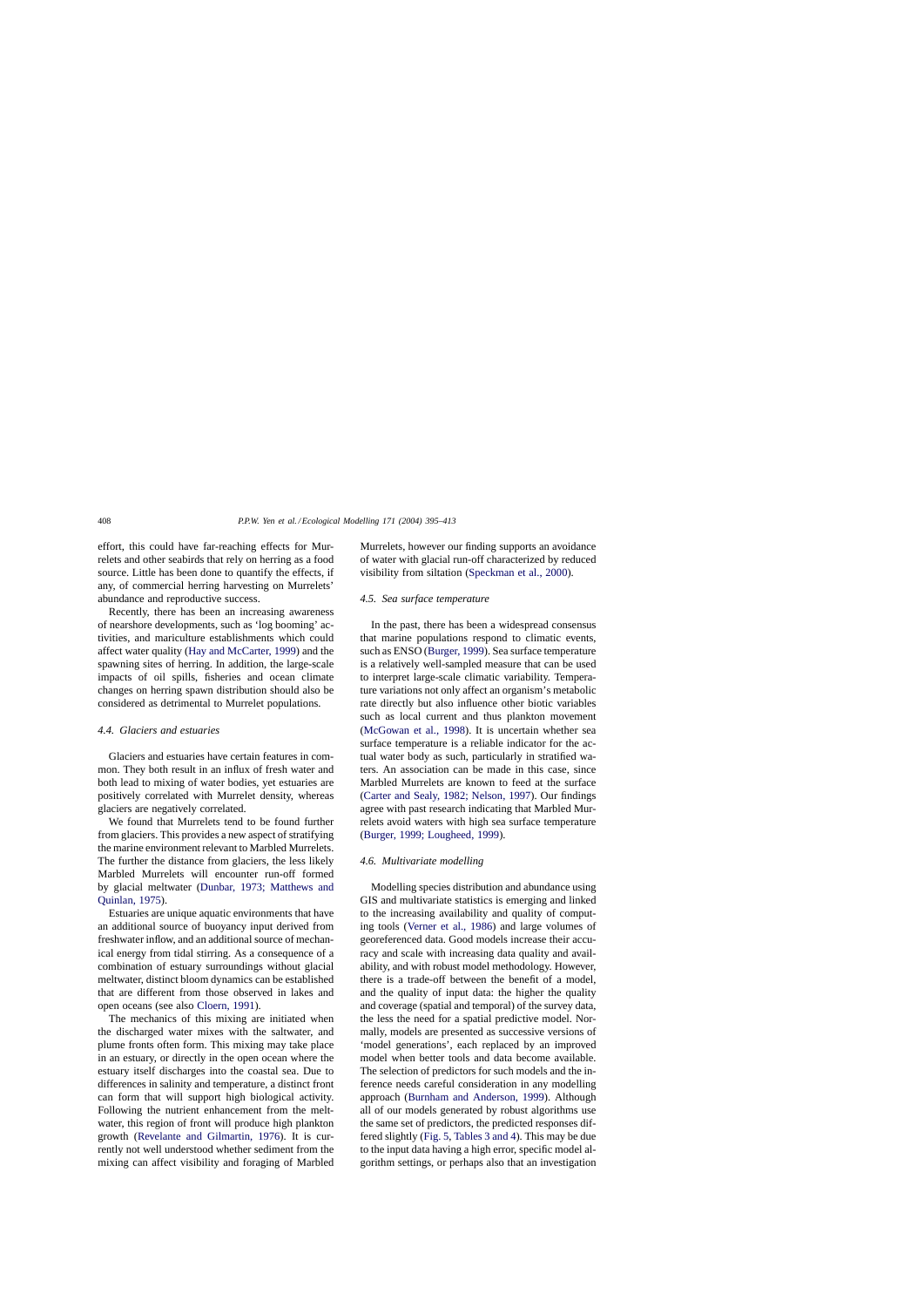effort, this could have far-reaching effects for Murrelets and other seabirds that rely on herring as a food source. Little has been done to quantify the effects, if any, of commercial herring harvesting on Murrelets' abundance and reproductive success.

Recently, there has been an increasing awareness of nearshore developments, such as 'log booming' activities, and mariculture establishments which could affect water quality (Hay and McCarter, 1999) and the spawning sites of herring. In addition, the large-scale impacts of oil spills, fisheries and ocean climate changes on herring spawn distribution should also be considered as detrimental to Murrelet populations.

### *4.4. Glaciers and estuaries*

Glaciers and estuaries have certain features in common. They both result in an influx of fresh water and both lead to mixing of water bodies, yet estuaries are positively correlated with Murrelet density, whereas glaciers are negatively correlated.

We found that Murrelets tend to be found further from glaciers. This provides a new aspect of stratifying the marine environment relevant to Marbled Murrelets. The further the distance from glaciers, the less likely Marbled Murrelets will encounter run-off formed by glacial meltwater (Dunbar, 1973; Matthews and Quinlan, 1975).

Estuaries are unique aquatic environments that have an additional source of buoyancy input derived from freshwater inflow, and an additional source of mechanical energy from tidal stirring. As a consequence of a combination of estuary surroundings without glacial meltwater, distinct bloom dynamics can be established that are different from those observed in lakes and open oceans (see also Cloern, 1991).

The mechanics of this mixing are initiated when the discharged water mixes with the saltwater, and plume fronts often form. This mixing may take place in an estuary, or directly in the open ocean where the estuary itself discharges into the coastal sea. Due to differences in salinity and temperature, a distinct front can form that will support high biological activity. Following the nutrient enhancement from the meltwater, this region of front will produce high plankton growth (Revelante and Gilmartin, 1976). It is currently not well understood whether sediment from the mixing can affect visibility and foraging of Marbled Murrelets, however our finding supports an avoidance of water with glacial run-off characterized by reduced visibility from siltation (Speckman et al., 2000).

### *4.5. Sea surface temperature*

In the past, there has been a widespread consensus that marine populations respond to climatic events, such as ENSO (Burger, 1999). Sea surface temperature is a relatively well-sampled measure that can be used to interpret large-scale climatic variability. Temperature variations not only affect an organism's metabolic rate directly but also influence other biotic variables such as local current and thus plankton movement (McGowan et al., 1998). It is uncertain whether sea surface temperature is a reliable indicator for the actual water body as such, particularly in stratified waters. An association can be made in this case, since Marbled Murrelets are known to feed at the surface (Carter and Sealy, 1982; Nelson, 1997). Our findings agree with past research indicating that Marbled Murrelets avoid waters with high sea surface temperature (Burger, 1999; Lougheed, 1999).

### *4.6. Multivariate modelling*

Modelling species distribution and abundance using GIS and multivariate statistics is emerging and linked to the increasing availability and quality of computing tools (Verner et al., 1986) and large volumes of georeferenced data. Good models increase their accuracy and scale with increasing data quality and availability, and with robust model methodology. However, there is a trade-off between the benefit of a model, and the quality of input data: the higher the quality and coverage (spatial and temporal) of the survey data, the less the need for a spatial predictive model. Normally, models are presented as successive versions of 'model generations', each replaced by an improved model when better tools and data become available. The selection of predictors for such models and the inference needs careful consideration in any modelling approach (Burnham and Anderson, 1999). Although all of our models generated by robust algorithms use the same set of predictors, the predicted responses differed slightly (Fig. 5, Tables 3 and 4). This may be due to the input data having a high error, specific model algorithm settings, or perhaps also that an investigation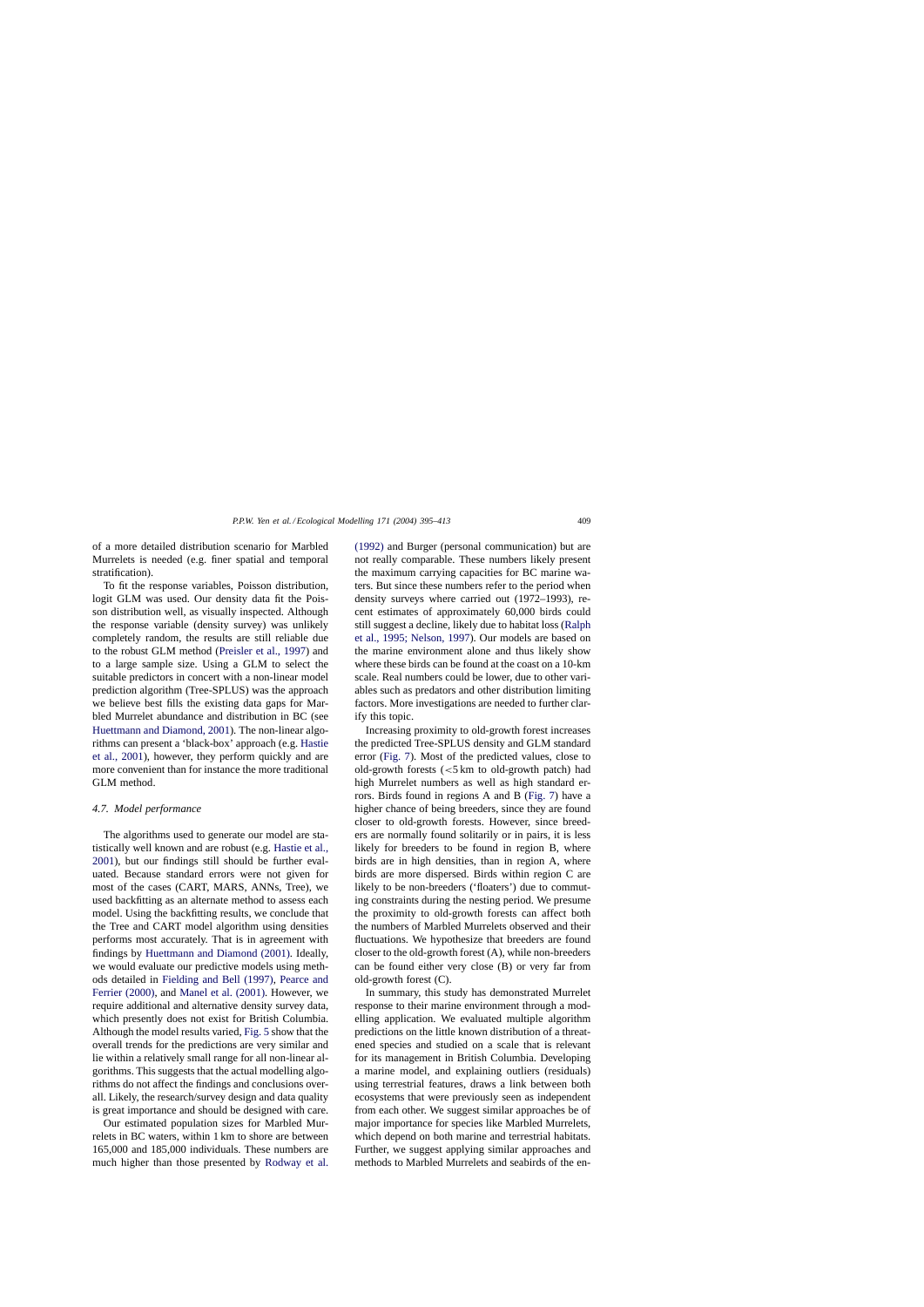of a more detailed distribution scenario for Marbled Murrelets is needed (e.g. finer spatial and temporal stratification).

To fit the response variables, Poisson distribution, logit GLM was used. Our density data fit the Poisson distribution well, as visually inspected. Although the response variable (density survey) was unlikely completely random, the results are still reliable due to the robust GLM method (Preisler et al., 1997) and to a large sample size. Using a GLM to select the suitable predictors in concert with a non-linear model prediction algorithm (Tree-SPLUS) was the approach we believe best fills the existing data gaps for Marbled Murrelet abundance and distribution in BC (see Huettmann and Diamond, 2001). The non-linear algorithms can present a 'black-box' approach (e.g. Hastie et al., 2001), however, they perform quickly and are more convenient than for instance the more traditional GLM method.

### 4.7. Model performance

The algorithms used to generate our model are statistically well known and are robust (e.g. Hastie et al., 2001), but our findings still should be further evaluated. Because standard errors were not given for most of the cases (CART, MARS, ANNs, Tree), we used backfitting as an alternate method to assess each model. Using the backfitting results, we conclude that the Tree and CART model algorithm using densities performs most accurately. That is in agreement with findings by Huettmann and Diamond (2001). Ideally, we would evaluate our predictive models using methods detailed in Fielding and Bell (1997), Pearce and Ferrier (2000), and Manel et al. (2001). However, we require additional and alternative density survey data, which presently does not exist for British Columbia. Although the model results varied, Fig. 5 show that the overall trends for the predictions are very similar and lie within a relatively small range for all non-linear algorithms. This suggests that the actual modelling algorithms do not affect the findings and conclusions overall. Likely, the research/survey design and data quality is great importance and should be designed with care.

Our estimated population sizes for Marbled Murrelets in BC waters, within 1 km to shore are between 165,000 and 185,000 individuals. These numbers are much higher than those presented by Rodway et al. (1992) and Burger (personal communication) but are not really comparable. These numbers likely present the maximum carrying capacities for BC marine waters. But since these numbers refer to the period when density surveys where carried out (1972–1993), recent estimates of approximately 60,000 birds could still suggest a decline, likely due to habitat loss (Ralph et al., 1995; Nelson, 1997). Our models are based on the marine environment alone and thus likely show where these birds can be found at the coast on a 10-km scale. Real numbers could be lower, due to other variables such as predators and other distribution limiting factors. More investigations are needed to further clarify this topic.

Increasing proximity to old-growth forest increases the predicted Tree-SPLUS density and GLM standard error (Fig. 7). Most of the predicted values, close to old-growth forests (<5 km to old-growth patch) had high Murrelet numbers as well as high standard errors. Birds found in regions A and B (Fig. 7) have a higher chance of being breeders, since they are found closer to old-growth forests. However, since breeders are normally found solitarily or in pairs, it is less likely for breeders to be found in region B, where birds are in high densities, than in region A, where birds are more dispersed. Birds within region C are likely to be non-breeders ('floaters') due to commuting constraints during the nesting period. We presume the proximity to old-growth forests can affect both the numbers of Marbled Murrelets observed and their fluctuations. We hypothesize that breeders are found closer to the old-growth forest (A), while non-breeders can be found either very close (B) or very far from old-growth forest (C).

In summary, this study has demonstrated Murrelet response to their marine environment through a modelling application. We evaluated multiple algorithm predictions on the little known distribution of a threatened species and studied on a scale that is relevant for its management in British Columbia. Developing a marine model, and explaining outliers (residuals) using terrestrial features, draws a link between both ecosystems that were previously seen as independent from each other. We suggest similar approaches be of major importance for species like Marbled Murrelets, which depend on both marine and terrestrial habitats. Further, we suggest applying similar approaches and methods to Marbled Murrelets and seabirds of the en-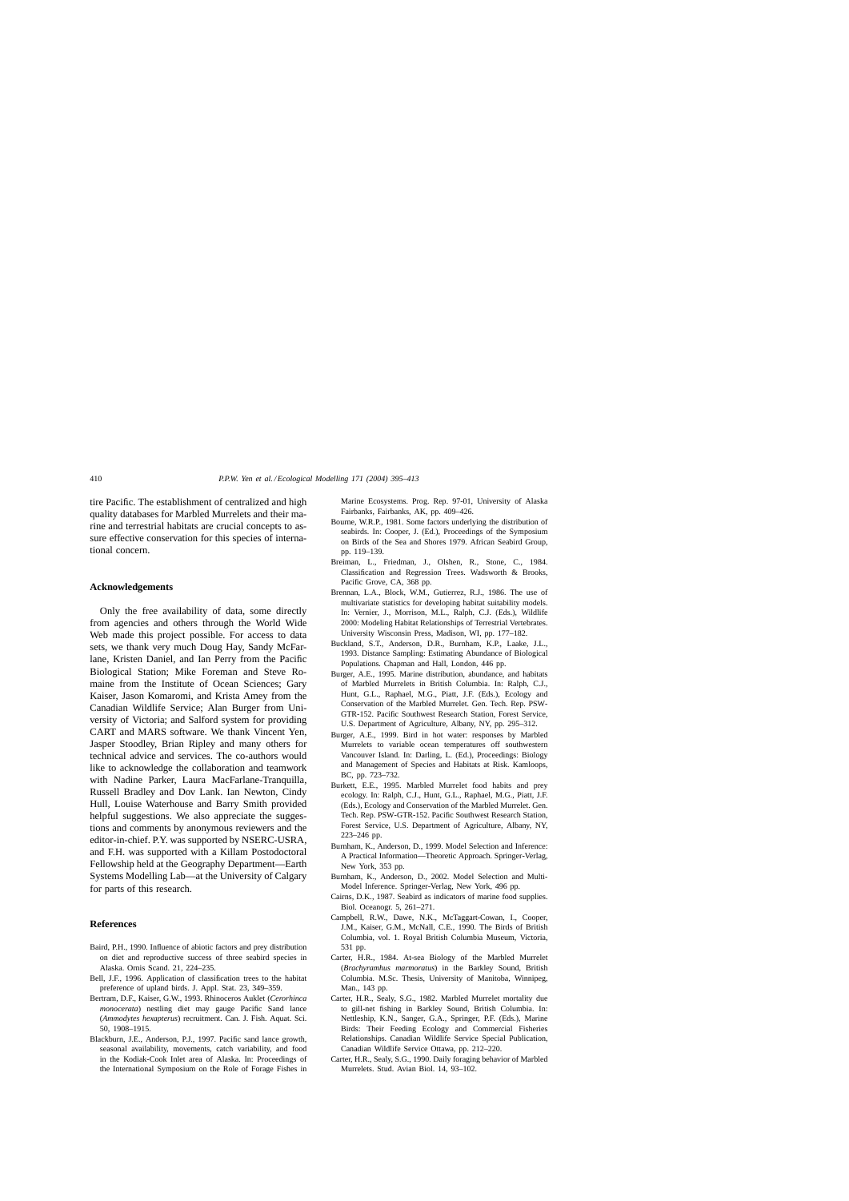tire Pacific. The establishment of centralized and high quality databases for Marbled Murrelets and their marine and terrestrial habitats are crucial concepts to assure effective conservation for this species of international concern.

## Acknowledgements

Only the free availability of data, some directly from agencies and others through the World Wide Web made this project possible. For access to data sets, we thank very much Doug Hay, Sandy McFarlane, Kristen Daniel, and Ian Perry from the Pacific Biological Station; Mike Foreman and Steve Romaine from the Institute of Ocean Sciences; Gary Kaiser, Jason Komaromi, and Krista Amey from the Canadian Wildlife Service; Alan Burger from University of Victoria; and Salford system for providing CART and MARS software. We thank Vincent Yen, Jasper Stoodley, Brian Ripley and many others for technical advice and services. The co-authors would like to acknowledge the collaboration and teamwork with Nadine Parker, Laura MacFarlane-Tranquilla, Russell Bradley and Dov Lank. Ian Newton, Cindy Hull, Louise Waterhouse and Barry Smith provided helpful suggestions. We also appreciate the suggestions and comments by anonymous reviewers and the editor-in-chief. P.Y. was supported by NSERC-USRA, and F.H. was supported with a Killam Postodoctoral Fellowship held at the Geography Department—Earth Systems Modelling Lab—at the University of Calgary for parts of this research.

## References

Baird, P.H., 1990. Influence of abiotic factors and prey distribution on diet and reproductive success of three seabird species in Alaska. Ornis Scand. 21, 224–235.

Bell, J.F., 1996. Application of classification trees to the habitat preference of upland birds. J. Appl. Stat. 23, 349–359.

Bertram, D.F., Kaiser, G.W., 1993. Rhinoceros Auklet (*Cerorhinca monocerata*) nestling diet may gauge Pacific Sand lance (*Ammodytes hexapterus*) recruitment. Can. J. Fish. Aquat. Sci. 50, 1908–1915.

Blackburn, J.E., Anderson, P.J., 1997. Pacific sand lance growth, seasonal availability, movements, catch variability, and food in the Kodiak-Cook Inlet area of Alaska. In: Proceedings of the International Symposium on the Role of Forage Fishes in Marine Ecosystems. Prog. Rep. 97-01, University of Alaska Fairbanks, Fairbanks, AK, pp. 409–426.

Bourne, W.R.P., 1981. Some factors underlying the distribution of seabirds. In: Cooper, J. (Ed.), Proceedings of the Symposium on Birds of the Sea and Shores 1979. African Seabird Group, pp. 119–139.

Breiman, L., Friedman, J., Olshen, R., Stone, C., 1984. Classification and Regression Trees. Wadsworth & Brooks, Pacific Grove, CA, 368 pp.

Brennan, L.A., Block, W.M., Gutierrez, R.J., 1986. The use of multivariate statistics for developing habitat suitability models. In: Vernier, J., Morrison, M.L., Ralph, C.J. (Eds.), Wildlife 2000: Modeling Habitat Relationships of Terrestrial Vertebrates. University Wisconsin Press, Madison, WI, pp. 177–182.

Buckland, S.T., Anderson, D.R., Burnham, K.P., Laake, J.L., 1993. Distance Sampling: Estimating Abundance of Biological Populations. Chapman and Hall, London, 446 pp.

Burger, A.E., 1995. Marine distribution, abundance, and habitats of Marbled Murrelets in British Columbia. In: Ralph, C.J., Hunt, G.L., Raphael, M.G., Piatt, J.F. (Eds.), Ecology and Conservation of the Marbled Murrelet. Gen. Tech. Rep. PSW-GTR-152. Pacific Southwest Research Station, Forest Service, U.S. Department of Agriculture, Albany, NY, pp. 295–312.

Burger, A.E., 1999. Bird in hot water: responses by Marbled Murrelets to variable ocean temperatures off southwestern Vancouver Island. In: Darling, L. (Ed.), Proceedings: Biology and Management of Species and Habitats at Risk. Kamloops, BC, pp. 723–732.

Burkett, E.E., 1995. Marbled Murrelet food habits and prey ecology. In: Ralph, C.J., Hunt, G.L., Raphael, M.G., Piatt, J.F. (Eds.), Ecology and Conservation of the Marbled Murrelet. Gen. Tech. Rep. PSW-GTR-152. Pacific Southwest Research Station, Forest Service, U.S. Department of Agriculture, Albany, NY, 223–246 pp.

Burnham, K., Anderson, D., 1999. Model Selection and Inference: A Practical Information—Theoretic Approach. Springer-Verlag, New York, 353 pp.

Burnham, K., Anderson, D., 2002. Model Selection and Multi-Model Inference. Springer-Verlag, New York, 496 pp.

Cairns, D.K., 1987. Seabird as indicators of marine food supplies. Biol. Oceanogr. 5, 261–271.

Campbell, R.W., Dawe, N.K., McTaggart-Cowan, I., Cooper, J.M., Kaiser, G.M., McNall, C.E., 1990. The Birds of British Columbia, vol. 1. Royal British Columbia Museum, Victoria, 531 pp.

Carter, H.R., 1984. At-sea Biology of the Marbled Murrelet (*Brachyramhus marmoratus*) in the Barkley Sound, British Columbia. M.Sc. Thesis, University of Manitoba, Winnipeg, Man., 143 pp.

Carter, H.R., Sealy, S.G., 1982. Marbled Murrelet mortality due to gill-net fishing in Barkley Sound, British Columbia. In: Nettleship, K.N., Sanger, G.A., Springer, P.F. (Eds.), Marine Birds: Their Feeding Ecology and Commercial Fisheries Relationships. Canadian Wildlife Service Special Publication, Canadian Wildlife Service Ottawa, pp. 212–220.

Carter, H.R., Sealy, S.G., 1990. Daily foraging behavior of Marbled Murrelets. Stud. Avian Biol. 14, 93–102.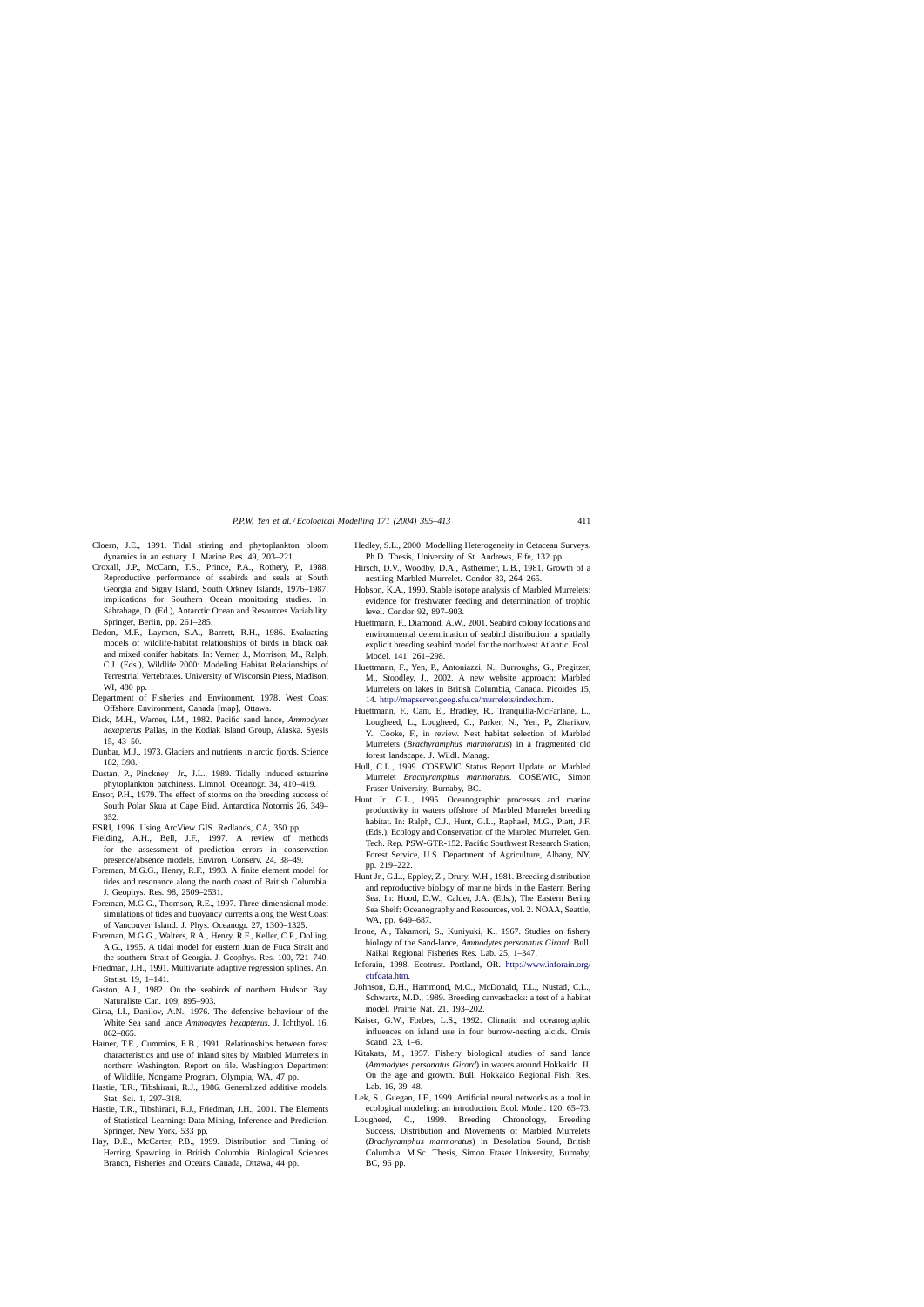Cloern, J.E., 1991. Tidal stirring and phytoplankton bloom dynamics in an estuary. J. Marine Res. 49, 203–221.

Croxall, J.P., McCann, T.S., Prince, P.A., Rothery, P., 1988. Reproductive performance of seabirds and seals at South Georgia and Signy Island, South Orkney Islands, 1976–1987: implications for Southern Ocean monitoring studies. In: Sahrahage, D. (Ed.), Antarctic Ocean and Resources Variability. Springer, Berlin, pp. 261–285.

Dedon, M.F., Laymon, S.A., Barrett, R.H., 1986. Evaluating models of wildlife-habitat relationships of birds in black oak and mixed conifer habitats. In: Verner, J., Morrison, M., Ralph, C.J. (Eds.), Wildlife 2000: Modeling Habitat Relationships of Terrestrial Vertebrates. University of Wisconsin Press, Madison, WI, 480 pp.

Department of Fisheries and Environment, 1978. West Coast Offshore Environment, Canada [map], Ottawa.

Dick, M.H., Warner, I.M., 1982. Pacific sand lance, *Ammodytes hexapterus* Pallas, in the Kodiak Island Group, Alaska. Syesis 15, 43–50.

Dunbar, M.J., 1973. Glaciers and nutrients in arctic fjords. Science 182, 398.

Dustan, P., Pinckney Jr., J.L., 1989. Tidally induced estuarine phytoplankton patchiness. Limnol. Oceanogr. 34, 410–419.

Ensor, P.H., 1979. The effect of storms on the breeding success of South Polar Skua at Cape Bird. Antarctica Notornis 26, 349–352.

ESRI, 1996. Using ArcView GIS. Redlands, CA, 350 pp.

Fielding, A.H., Bell, J.F., 1997. A review of methods for the assessment of prediction errors in conservation presence/absence models. Environ. Conserv. 24, 38–49.

Foreman, M.G.G., Henry, R.F., 1993. A finite element model for tides and resonance along the north coast of British Columbia. J. Geophys. Res. 98, 2509–2531.

Foreman, M.G.G., Thomson, R.E., 1997. Three-dimensional model simulations of tides and buoyancy currents along the West Coast of Vancouver Island. J. Phys. Oceanogr. 27, 1300–1325.

Foreman, M.G.G., Walters, R.A., Henry, R.F., Keller, C.P., Dolling, A.G., 1995. A tidal model for eastern Juan de Fuca Strait and the southern Strait of Georgia. J. Geophys. Res. 100, 721–740.

Friedman, J.H., 1991. Multivariate adaptive regression splines. An. Statist. 19, 1–141.

Gaston, A.J., 1982. On the seabirds of northern Hudson Bay. Naturaliste Can. 109, 895–903.

Girsa, I.I., Danilov, A.N., 1976. The defensive behaviour of the White Sea sand lance *Ammodytes hexapterus*. J. Ichthyol. 16, 862–865.

Hamer, T.E., Cummins, E.B., 1991. Relationships between forest characteristics and use of inland sites by Marbled Murrelets in northern Washington. Report on file. Washington Department of Wildlife, Nongame Program, Olympia, WA, 47 pp.

Hastie, T.R., Tibshirani, R.J., 1986. Generalized additive models. Stat. Sci. 1, 297–318.

Hastie, T.R., Tibshirani, R.J., Friedman, J.H., 2001. The Elements of Statistical Learning: Data Mining, Inference and Prediction. Springer, New York, 533 pp.

Hay, D.E., McCarter, P.B., 1999. Distribution and Timing of Herring Spawning in British Columbia. Biological Sciences Branch, Fisheries and Oceans Canada, Ottawa, 44 pp.

Hedley, S.L., 2000. Modelling Heterogeneity in Cetacean Surveys. Ph.D. Thesis, University of St. Andrews, Fife, 132 pp.

Hirsch, D.V., Woodby, D.A., Astheimer, L.B., 1981. Growth of a nestling Marbled Murrelet. Condor 83, 264–265.

Hobson, K.A., 1990. Stable isotope analysis of Marbled Murrelets: evidence for freshwater feeding and determination of trophic level. Condor 92, 897–903.

Huettmann, F., Diamond, A.W., 2001. Seabird colony locations and environmental determination of seabird distribution: a spatially explicit breeding seabird model for the northwest Atlantic. Ecol. Model. 141, 261–298.

Huettmann, F., Yen, P., Antoniazzi, N., Burroughs, G., Pregitzer, M., Stoodley, J., 2002. A new website approach: Marbled Murrelets on lakes in British Columbia, Canada. Picoides 15, 14. http://mapserver.geog.sfu.ca/murrelets/index.htm.

Huettmann, F., Cam, E., Bradley, R., Tranquilla-McFarlane, L., Lougheed, L., Lougheed, C., Parker, N., Yen, P., Zharikov, Y., Cooke, F., in review. Nest habitat selection of Marbled Murrelets (*Brachyramphus marmoratus*) in a fragmented old forest landscape. J. Wildl. Manag.

Hull, C.L., 1999. COSEWIC Status Report Update on Marbled Murrelet *Brachyramphus marmoratus*. COSEWIC, Simon Fraser University, Burnaby, BC.

Hunt Jr., G.L., 1995. Oceanographic processes and marine productivity in waters offshore of Marbled Murrelet breeding habitat. In: Ralph, C.J., Hunt, G.L., Raphael, M.G., Piatt, J.F. (Eds.), Ecology and Conservation of the Marbled Murrelet. Gen. Tech. Rep. PSW-GTR-152. Pacific Southwest Research Station, Forest Service, U.S. Department of Agriculture, Albany, NY, pp. 219–222.

Hunt Jr., G.L., Eppley, Z., Drury, W.H., 1981. Breeding distribution and reproductive biology of marine birds in the Eastern Bering Sea. In: Hood, D.W., Calder, J.A. (Eds.), The Eastern Bering Sea Shelf: Oceanography and Resources, vol. 2. NOAA, Seattle, WA, pp. 649–687.

Inoue, A., Takamori, S., Kuniyuki, K., 1967. Studies on fishery biology of the Sand-lance, *Ammodytes personatus Girard*. Bull. Naikai Regional Fisheries Res. Lab. 25, 1–347.

Inforain, 1998. Ecotrust. Portland, OR. http://www.inforain.org/ctrfdata.htm.

Johnson, D.H., Hammond, M.C., McDonald, T.L., Nustad, C.L., Schwartz, M.D., 1989. Breeding canvasbacks: a test of a habitat model. Prairie Nat. 21, 193–202.

Kaiser, G.W., Forbes, L.S., 1992. Climatic and oceanographic influences on island use in four burrow-nesting alcids. Ornis Scand. 23, 1–6.

Kitakata, M., 1957. Fishery biological studies of sand lance (*Ammodytes personatus Girard*) in waters around Hokkaido. II. On the age and growth. Bull. Hokkaido Regional Fish. Res. Lab. 16, 39–48.

Lek, S., Guegan, J.F., 1999. Artificial neural networks as a tool in ecological modeling: an introduction. Ecol. Model. 120, 65–73.

Lougheed, C., 1999. Breeding Chronology, Breeding Success, Distribution and Movements of Marbled Murrelets (*Brachyramphus marmoratus*) in Desolation Sound, British Columbia. M.Sc. Thesis, Simon Fraser University, Burnaby, BC, 96 pp.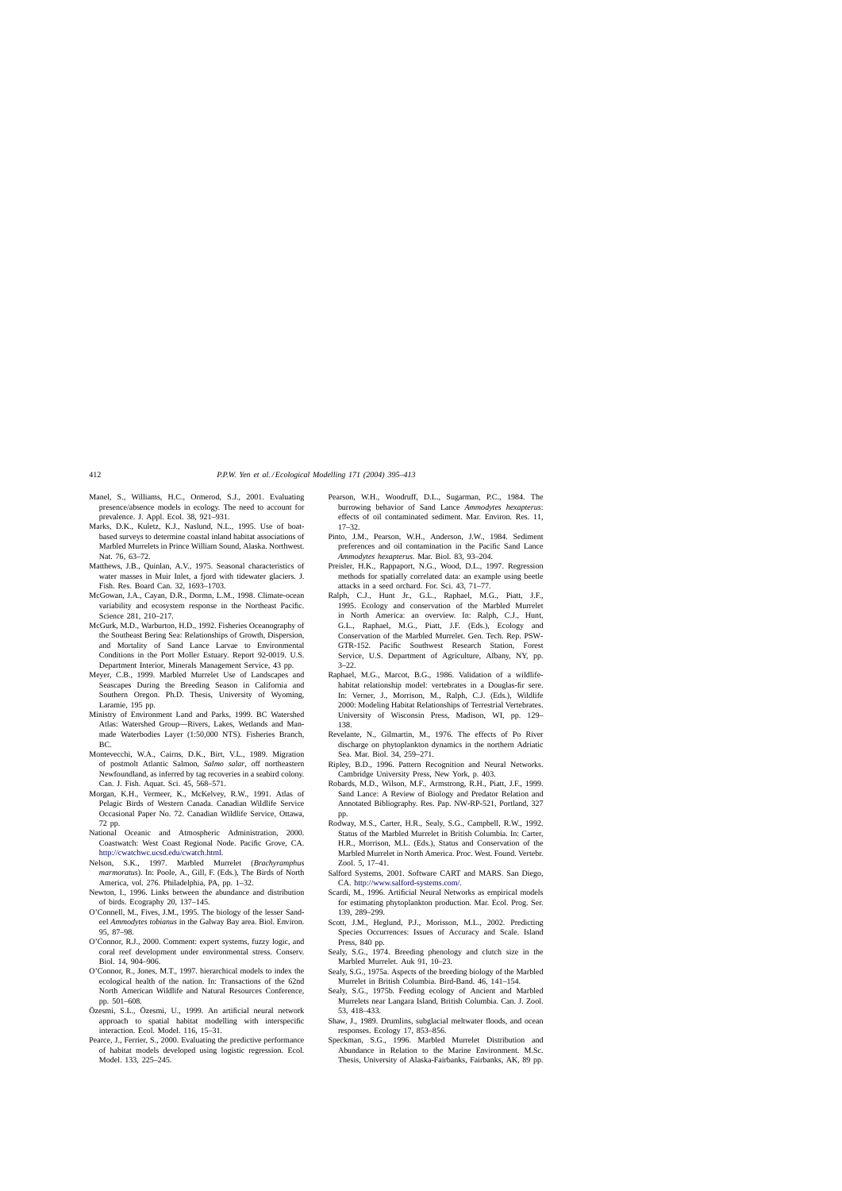Manel, S., Williams, H.C., Ormerod, S.J., 2001. Evaluating presence/absence models in ecology. The need to account for prevalence. J. Appl. Ecol. 38, 921–931.

Marks, D.K., Kuletz, K.J., Naslund, N.L., 1995. Use of boat-based surveys to determine coastal inland habitat associations of Marbled Murrelets in Prince William Sound, Alaska. Northwest. Nat. 76, 63–72.

Matthews, J.B., Quinlan, A.V., 1975. Seasonal characteristics of water masses in Muir Inlet, a fjord with tidewater glaciers. J. Fish. Res. Board Can. 32, 1693–1703.

McGowan, J.A., Cayan, D.R., Dormn, L.M., 1998. Climate-ocean variability and ecosystem response in the Northeast Pacific. Science 281, 210–217.

McGurk, M.D., Warburton, H.D., 1992. Fisheries Oceanography of the Southeast Bering Sea: Relationships of Growth, Dispersion, and Mortality of Sand Lance Larvae to Environmental Conditions in the Port Moller Estuary. Report 92-0019. U.S. Department Interior, Minerals Management Service, 43 pp.

Meyer, C.B., 1999. Marbled Murrelet Use of Landscapes and Seascapes During the Breeding Season in California and Southern Oregon. Ph.D. Thesis, University of Wyoming, Laramie, 195 pp.

Ministry of Environment Land and Parks, 1999. BC Watershed Atlas: Watershed Group—Rivers, Lakes, Wetlands and Man-made Waterbodies Layer (1:50,000 NTS). Fisheries Branch, BC.

Montevecchi, W.A., Cairns, D.K., Birt, V.L., 1989. Migration of postmolt Atlantic Salmon, *Salmo salar*, off northeastern Newfoundland, as inferred by tag recoveries in a seabird colony. Can. J. Fish. Aquat. Sci. 45, 568–571.

Morgan, K.H., Vermeer, K., McKelvey, R.W., 1991. Atlas of Pelagic Birds of Western Canada. Canadian Wildlife Service Occasional Paper No. 72. Canadian Wildlife Service, Ottawa, 72 pp.

National Oceanic and Atmospheric Administration, 2000. Coastwatch: West Coast Regional Node. Pacific Grove, CA. http://cwatchwc.ucsd.edu/cwatch.html.

Nelson, S.K., 1997. Marbled Murrelet (*Brachyramphus marmoratus*). In: Poole, A., Gill, F. (Eds.), The Birds of North America, vol. 276. Philadelphia, PA, pp. 1–32.

Newton, I., 1996. Links between the abundance and distribution of birds. Ecography 20, 137–145.

O'Connell, M., Fives, J.M., 1995. The biology of the lesser Sand-eel *Ammodytes tobianus* in the Galway Bay area. Biol. Environ. 95, 87–98.

O'Connor, R.J., 2000. Comment: expert systems, fuzzy logic, and coral reef development under environmental stress. Conserv. Biol. 14, 904–906.

O'Connor, R., Jones, M.T., 1997. hierarchical models to index the ecological health of the nation. In: Transactions of the 62nd North American Wildlife and Natural Resources Conference, pp. 501–608.

Özesmi, S.L., Özesmi, U., 1999. An artificial neural network approach to spatial habitat modelling with interspecific interaction. Ecol. Model. 116, 15–31.

Pearce, J., Ferrier, S., 2000. Evaluating the predictive performance of habitat models developed using logistic regression. Ecol. Model. 133, 225–245.

Pearson, W.H., Woodruff, D.L., Sugarman, P.C., 1984. The burrowing behavior of Sand Lance *Ammodytes hexapterus*: effects of oil contaminated sediment. Mar. Environ. Res. 11, 17–32.

Pinto, J.M., Pearson, W.H., Anderson, J.W., 1984. Sediment preferences and oil contamination in the Pacific Sand Lance *Ammodytes hexapterus*. Mar. Biol. 83, 93–204.

Preisler, H.K., Rappaport, N.G., Wood, D.L., 1997. Regression methods for spatially correlated data: an example using beetle attacks in a seed orchard. For. Sci. 43, 71–77.

Ralph, C.J., Hunt Jr., G.L., Raphael, M.G., Piatt, J.F., 1995. Ecology and conservation of the Marbled Murrelet in North America: an overview. In: Ralph, C.J., Hunt, G.L., Raphael, M.G., Piatt, J.F. (Eds.), Ecology and Conservation of the Marbled Murrelet. Gen. Tech. Rep. PSW-GTR-152. Pacific Southwest Research Station, Forest Service, U.S. Department of Agriculture, Albany, NY, pp. 3–22.

Raphael, M.G., Marcot, B.G., 1986. Validation of a wildlife-habitat relationship model: vertebrates in a Douglas-fir sere. In: Verner, J., Morrison, M., Ralph, C.J. (Eds.), Wildlife 2000: Modeling Habitat Relationships of Terrestrial Vertebrates. University of Wisconsin Press, Madison, WI, pp. 129–138.

Revelante, N., Gilmartin, M., 1976. The effects of Po River discharge on phytoplankton dynamics in the northern Adriatic Sea. Mar. Biol. 34, 259–271.

Ripley, B.D., 1996. Pattern Recognition and Neural Networks. Cambridge University Press, New York, p. 403.

Robards, M.D., Wilson, M.F., Armstrong, R.H., Piatt, J.F., 1999. Sand Lance: A Review of Biology and Predator Relation and Annotated Bibliography. Res. Pap. NW-RP-521, Portland, 327 pp.

Rodway, M.S., Carter, H.R., Sealy, S.G., Campbell, R.W., 1992. Status of the Marbled Murrelet in British Columbia. In: Carter, H.R., Morrison, M.L. (Eds.), Status and Conservation of the Marbled Murrelet in North America. Proc. West. Found. Vertebr. Zool. 5, 17–41.

Salford Systems, 2001. Software CART and MARS. San Diego, CA. http://www.salford-systems.com/.

Scardi, M., 1996. Artificial Neural Networks as empirical models for estimating phytoplankton production. Mar. Ecol. Prog. Ser. 139, 289–299.

Scott, J.M., Heglund, P.J., Morisson, M.L., 2002. Predicting Species Occurrences: Issues of Accuracy and Scale. Island Press, 840 pp.

Sealy, S.G., 1974. Breeding phenology and clutch size in the Marbled Murrelet. Auk 91, 10–23.

Sealy, S.G., 1975a. Aspects of the breeding biology of the Marbled Murrelet in British Columbia. Bird-Band. 46, 141–154.

Sealy, S.G., 1975b. Feeding ecology of Ancient and Marbled Murrelets near Langara Island, British Columbia. Can. J. Zool. 53, 418–433.

Shaw, J., 1989. Drumlins, subglacial meltwater floods, and ocean responses. Ecology 17, 853–856.

Speckman, S.G., 1996. Marbled Murrelet Distribution and Abundance in Relation to the Marine Environment. M.Sc. Thesis, University of Alaska-Fairbanks, Fairbanks, AK, 89 pp.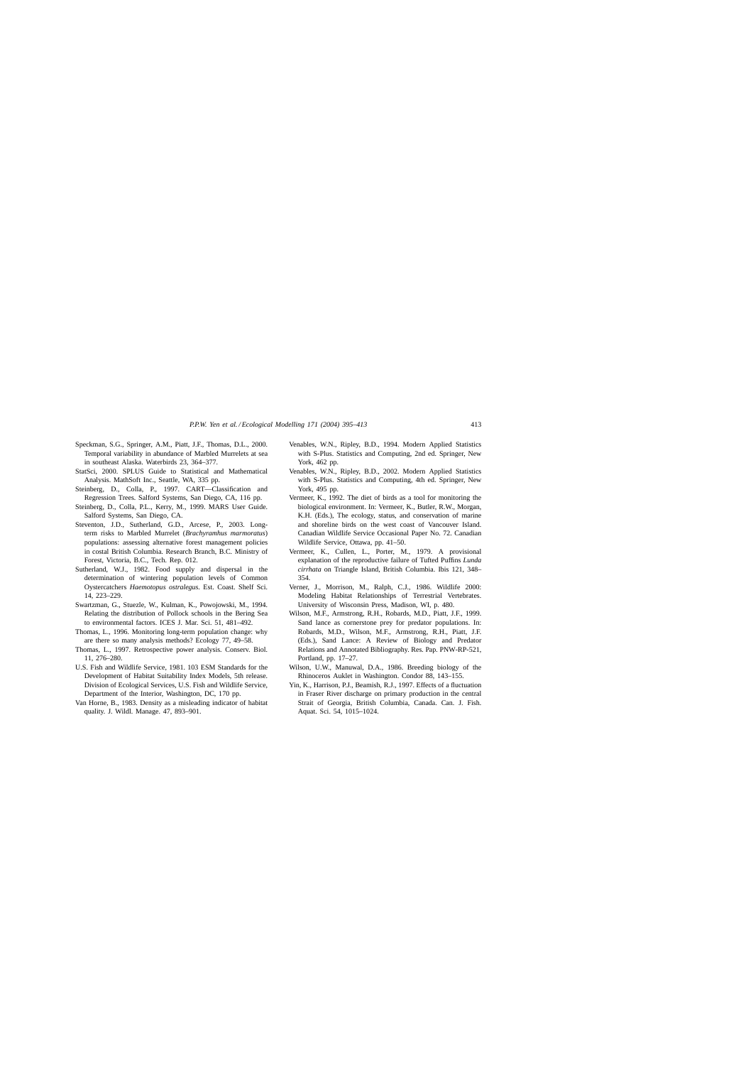Speckman, S.G., Springer, A.M., Piatt, J.F., Thomas, D.L., 2000. Temporal variability in abundance of Marbled Murrelets at sea in southeast Alaska. Waterbirds 23, 364–377.

StatSci, 2000. SPLUS Guide to Statistical and Mathematical Analysis. MathSoft Inc., Seattle, WA, 335 pp.

Steinberg, D., Colla, P., 1997. CART—Classification and Regression Trees. Salford Systems, San Diego, CA, 116 pp.

Steinberg, D., Colla, P.L., Kerry, M., 1999. MARS User Guide. Salford Systems, San Diego, CA.

Steventon, J.D., Sutherland, G.D., Arcese, P., 2003. Long-term risks to Marbled Murrelet (*Brachyramhus marmoratus*) populations: assessing alternative forest management policies in costal British Columbia. Research Branch, B.C. Ministry of Forest, Victoria, B.C., Tech. Rep. 012.

Sutherland, W.J., 1982. Food supply and dispersal in the determination of wintering population levels of Common Oystercatchers *Haemotopus ostralegus*. Est. Coast. Shelf Sci. 14, 223–229.

Swartzman, G., Stuezle, W., Kulman, K., Powojowski, M., 1994. Relating the distribution of Pollock schools in the Bering Sea to environmental factors. ICES J. Mar. Sci. 51, 481–492.

Thomas, L., 1996. Monitoring long-term population change: why are there so many analysis methods? Ecology 77, 49–58.

Thomas, L., 1997. Retrospective power analysis. Conserv. Biol. 11, 276–280.

U.S. Fish and Wildlife Service, 1981. 103 ESM Standards for the Development of Habitat Suitability Index Models, 5th release. Division of Ecological Services, U.S. Fish and Wildlife Service, Department of the Interior, Washington, DC, 170 pp.

Van Horne, B., 1983. Density as a misleading indicator of habitat quality. J. Wildl. Manage. 47, 893–901.

Venables, W.N., Ripley, B.D., 1994. Modern Applied Statistics with S-Plus. Statistics and Computing, 2nd ed. Springer, New York, 462 pp.

Venables, W.N., Ripley, B.D., 2002. Modern Applied Statistics with S-Plus. Statistics and Computing, 4th ed. Springer, New York, 495 pp.

Vermeer, K., 1992. The diet of birds as a tool for monitoring the biological environment. In: Vermeer, K., Butler, R.W., Morgan, K.H. (Eds.), The ecology, status, and conservation of marine and shoreline birds on the west coast of Vancouver Island. Canadian Wildlife Service Occasional Paper No. 72. Canadian Wildlife Service, Ottawa, pp. 41–50.

Vermeer, K., Cullen, L., Porter, M., 1979. A provisional explanation of the reproductive failure of Tufted Puffins *Lunda cirrhata* on Triangle Island, British Columbia. Ibis 121, 348–354.

Verner, J., Morrison, M., Ralph, C.J., 1986. Wildlife 2000: Modeling Habitat Relationships of Terrestrial Vertebrates. University of Wisconsin Press, Madison, WI, p. 480.

Wilson, M.F., Armstrong, R.H., Robards, M.D., Piatt, J.F., 1999. Sand lance as cornerstone prey for predator populations. In: Robards, M.D., Wilson, M.F., Armstrong, R.H., Piatt, J.F. (Eds.), Sand Lance: A Review of Biology and Predator Relations and Annotated Bibliography. Res. Pap. PNW-RP-521, Portland, pp. 17–27.

Wilson, U.W., Manuwal, D.A., 1986. Breeding biology of the Rhinoceros Auklet in Washington. Condor 88, 143–155.

Yin, K., Harrison, P.J., Beamish, R.J., 1997. Effects of a fluctuation in Fraser River discharge on primary production in the central Strait of Georgia, British Columbia, Canada. Can. J. Fish. Aquat. Sci. 54, 1015–1024.